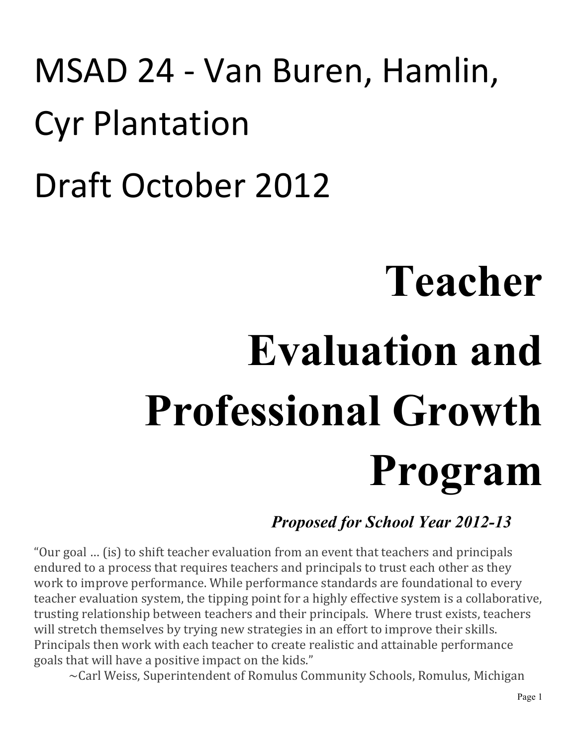MSAD 24 - Van Buren, Hamlin, Cyr Plantation

Draft October 2012

# Teacher Evaluation and Professional Growth Program

***Proposed for School Year 2012-13***

"Our goal … (is) to shift teacher evaluation from an event that teachers and principals endured to a process that requires teachers and principals to trust each other as they work to improve performance. While performance standards are foundational to every teacher evaluation system, the tipping point for a highly effective system is a collaborative, trusting relationship between teachers and their principals. Where trust exists, teachers will stretch themselves by trying new strategies in an effort to improve their skills. Principals then work with each teacher to create realistic and attainable performance goals that will have a positive impact on the kids."

~Carl Weiss, Superintendent of Romulus Community Schools, Romulus, Michigan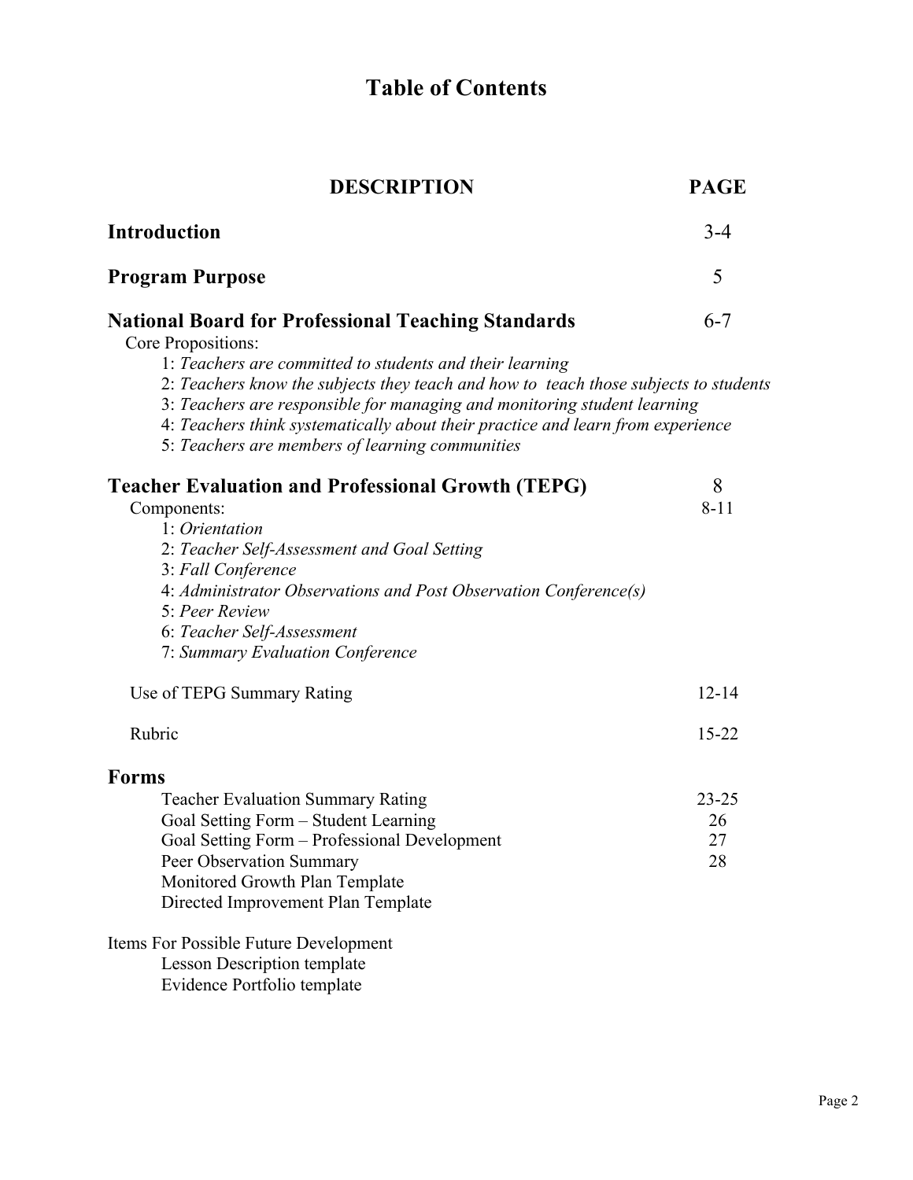# Table of Contents

| DESCRIPTION | PAGE |
|---|---|
| **Introduction** | 3-4 |
| **Program Purpose** | 5 |
| **National Board for Professional Teaching Standards** | 6-7 |
| Core Propositions: | |
| 1: *Teachers are committed to students and their learning* | |
| 2: *Teachers know the subjects they teach and how to teach those subjects to students* | |
| 3: *Teachers are responsible for managing and monitoring student learning* | |
| 4: *Teachers think systematically about their practice and learn from experience* | |
| 5: *Teachers are members of learning communities* | |
| **Teacher Evaluation and Professional Growth (TEPG)** | 8 |
| Components: | 8-11 |
| 1: *Orientation* | |
| 2: *Teacher Self-Assessment and Goal Setting* | |
| 3: *Fall Conference* | |
| 4: *Administrator Observations and Post Observation Conference(s)* | |
| 5: *Peer Review* | |
| 6: *Teacher Self-Assessment* | |
| 7: *Summary Evaluation Conference* | |
| Use of TEPG Summary Rating | 12-14 |
| Rubric | 15-22 |
| **Forms** | |
| Teacher Evaluation Summary Rating | 23-25 |
| Goal Setting Form – Student Learning | 26 |
| Goal Setting Form – Professional Development | 27 |
| Peer Observation Summary | 28 |
| Monitored Growth Plan Template | |
| Directed Improvement Plan Template | |
| Items For Possible Future Development | |
| Lesson Description template | |
| Evidence Portfolio template | |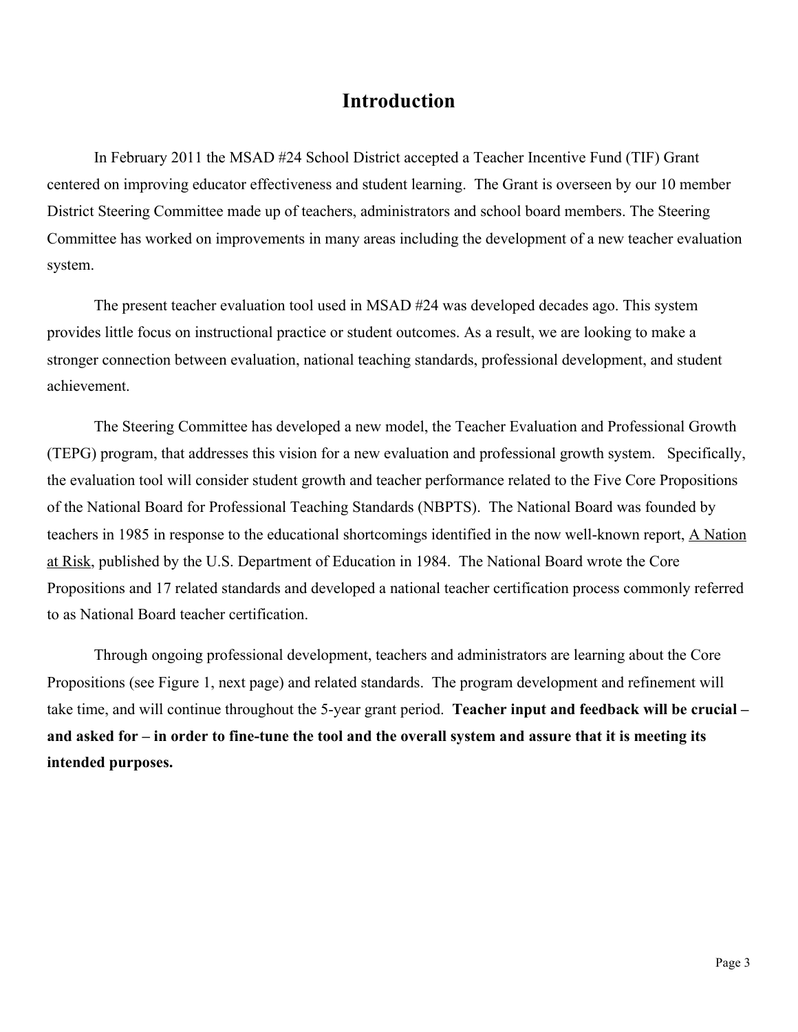# Introduction

In February 2011 the MSAD #24 School District accepted a Teacher Incentive Fund (TIF) Grant centered on improving educator effectiveness and student learning. The Grant is overseen by our 10 member District Steering Committee made up of teachers, administrators and school board members. The Steering Committee has worked on improvements in many areas including the development of a new teacher evaluation system.

The present teacher evaluation tool used in MSAD #24 was developed decades ago. This system provides little focus on instructional practice or student outcomes. As a result, we are looking to make a stronger connection between evaluation, national teaching standards, professional development, and student achievement.

The Steering Committee has developed a new model, the Teacher Evaluation and Professional Growth (TEPG) program, that addresses this vision for a new evaluation and professional growth system. Specifically, the evaluation tool will consider student growth and teacher performance related to the Five Core Propositions of the National Board for Professional Teaching Standards (NBPTS). The National Board was founded by teachers in 1985 in response to the educational shortcomings identified in the now well-known report, A Nation at Risk, published by the U.S. Department of Education in 1984. The National Board wrote the Core Propositions and 17 related standards and developed a national teacher certification process commonly referred to as National Board teacher certification.

Through ongoing professional development, teachers and administrators are learning about the Core Propositions (see Figure 1, next page) and related standards. The program development and refinement will take time, and will continue throughout the 5-year grant period. **Teacher input and feedback will be crucial – and asked for – in order to fine-tune the tool and the overall system and assure that it is meeting its intended purposes.**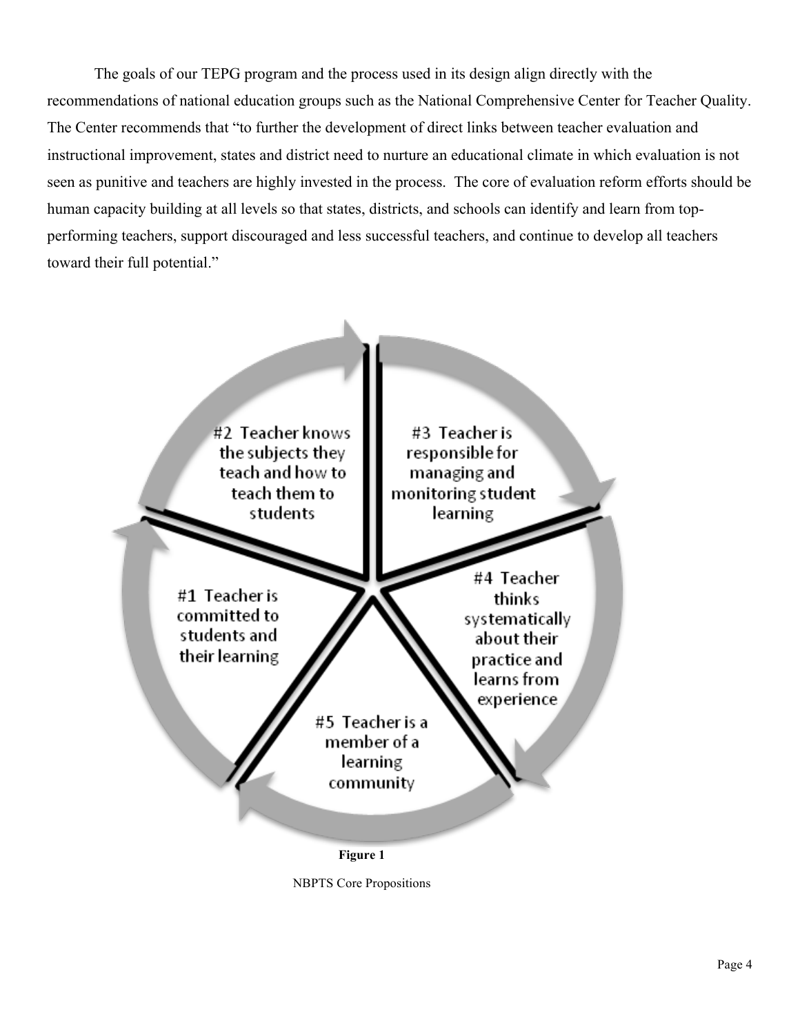The goals of our TEPG program and the process used in its design align directly with the recommendations of national education groups such as the National Comprehensive Center for Teacher Quality. The Center recommends that "to further the development of direct links between teacher evaluation and instructional improvement, states and district need to nurture an educational climate in which evaluation is not seen as punitive and teachers are highly invested in the process. The core of evaluation reform efforts should be human capacity building at all levels so that states, districts, and schools can identify and learn from top-performing teachers, support discouraged and less successful teachers, and continue to develop all teachers toward their full potential."

#1 Teacher is committed to students and their learning

#2 Teacher knows the subjects they teach and how to teach them to students

#3 Teacher is responsible for managing and monitoring student learning

#4 Teacher thinks systematically about their practice and learns from experience

#5 Teacher is a member of a learning community

**Figure 1**

NBPTS Core Propositions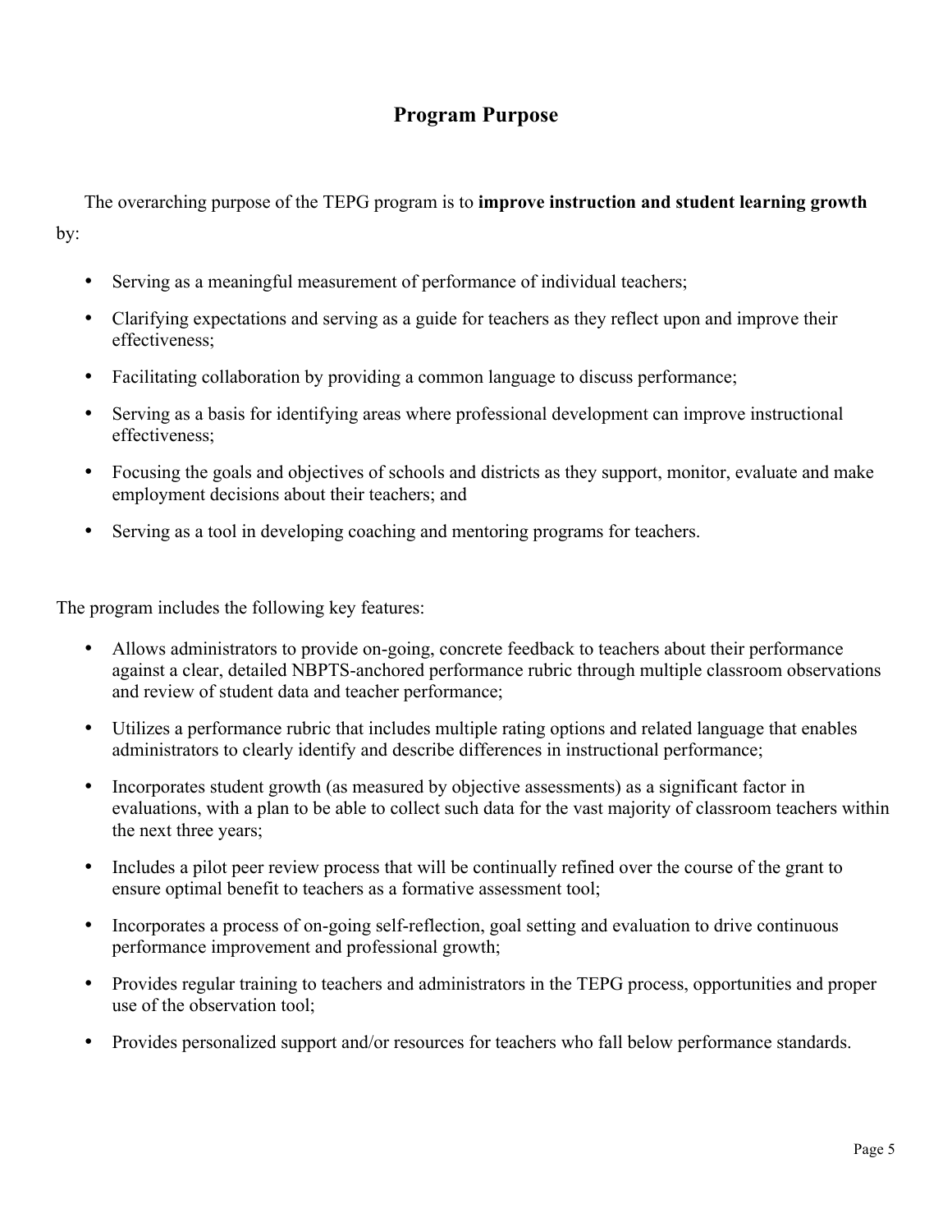## Program Purpose

The overarching purpose of the TEPG program is to **improve instruction and student learning growth** by:

- Serving as a meaningful measurement of performance of individual teachers;
- Clarifying expectations and serving as a guide for teachers as they reflect upon and improve their effectiveness;
- Facilitating collaboration by providing a common language to discuss performance;
- Serving as a basis for identifying areas where professional development can improve instructional effectiveness;
- Focusing the goals and objectives of schools and districts as they support, monitor, evaluate and make employment decisions about their teachers; and
- Serving as a tool in developing coaching and mentoring programs for teachers.

The program includes the following key features:

- Allows administrators to provide on-going, concrete feedback to teachers about their performance against a clear, detailed NBPTS-anchored performance rubric through multiple classroom observations and review of student data and teacher performance;
- Utilizes a performance rubric that includes multiple rating options and related language that enables administrators to clearly identify and describe differences in instructional performance;
- Incorporates student growth (as measured by objective assessments) as a significant factor in evaluations, with a plan to be able to collect such data for the vast majority of classroom teachers within the next three years;
- Includes a pilot peer review process that will be continually refined over the course of the grant to ensure optimal benefit to teachers as a formative assessment tool;
- Incorporates a process of on-going self-reflection, goal setting and evaluation to drive continuous performance improvement and professional growth;
- Provides regular training to teachers and administrators in the TEPG process, opportunities and proper use of the observation tool;
- Provides personalized support and/or resources for teachers who fall below performance standards.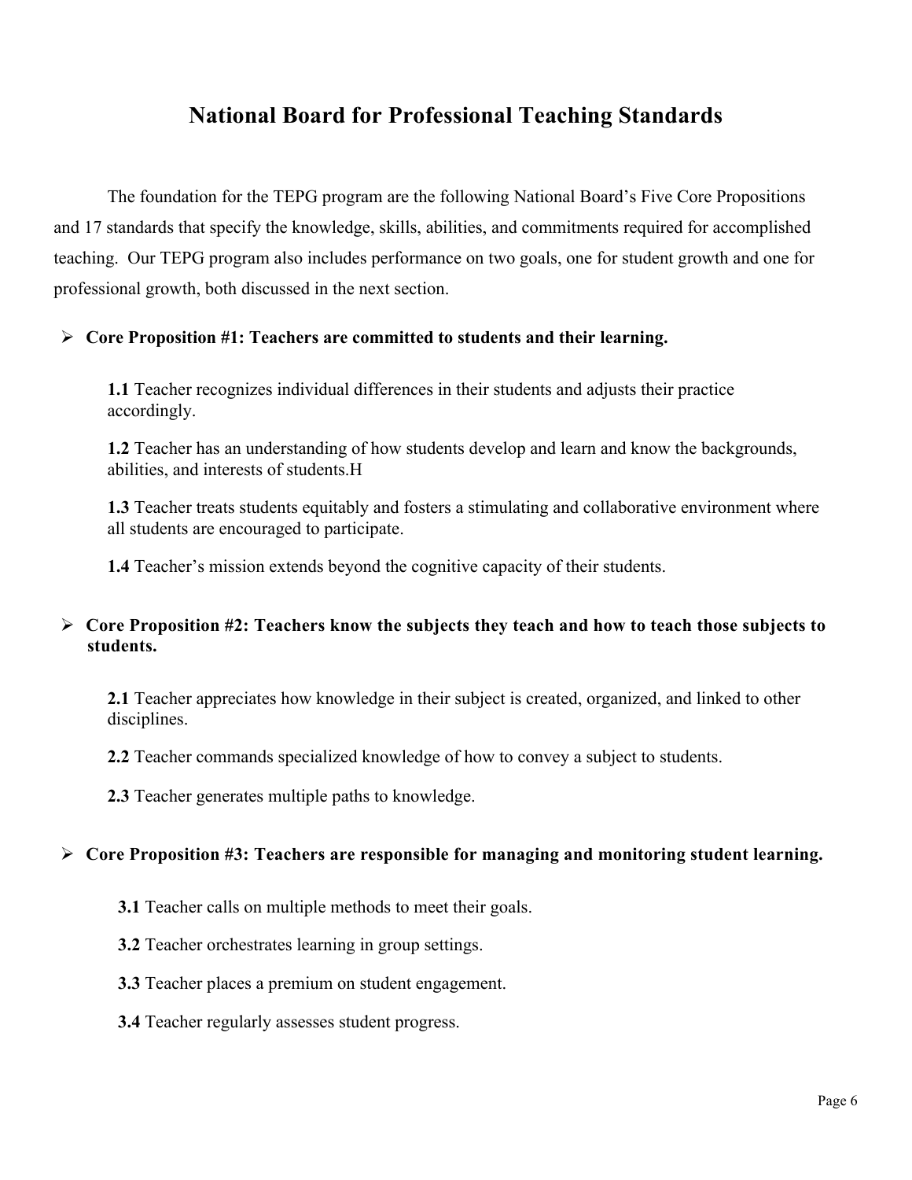# National Board for Professional Teaching Standards

The foundation for the TEPG program are the following National Board's Five Core Propositions and 17 standards that specify the knowledge, skills, abilities, and commitments required for accomplished teaching. Our TEPG program also includes performance on two goals, one for student growth and one for professional growth, both discussed in the next section.

- **Core Proposition #1: Teachers are committed to students and their learning.**

  **1.1** Teacher recognizes individual differences in their students and adjusts their practice accordingly.

  **1.2** Teacher has an understanding of how students develop and learn and know the backgrounds, abilities, and interests of students.H

  **1.3** Teacher treats students equitably and fosters a stimulating and collaborative environment where all students are encouraged to participate.

  **1.4** Teacher's mission extends beyond the cognitive capacity of their students.

- **Core Proposition #2: Teachers know the subjects they teach and how to teach those subjects to students.**

  **2.1** Teacher appreciates how knowledge in their subject is created, organized, and linked to other disciplines.

  **2.2** Teacher commands specialized knowledge of how to convey a subject to students.

  **2.3** Teacher generates multiple paths to knowledge.

- **Core Proposition #3: Teachers are responsible for managing and monitoring student learning.**

  **3.1** Teacher calls on multiple methods to meet their goals.

  **3.2** Teacher orchestrates learning in group settings.

  **3.3** Teacher places a premium on student engagement.

  **3.4** Teacher regularly assesses student progress.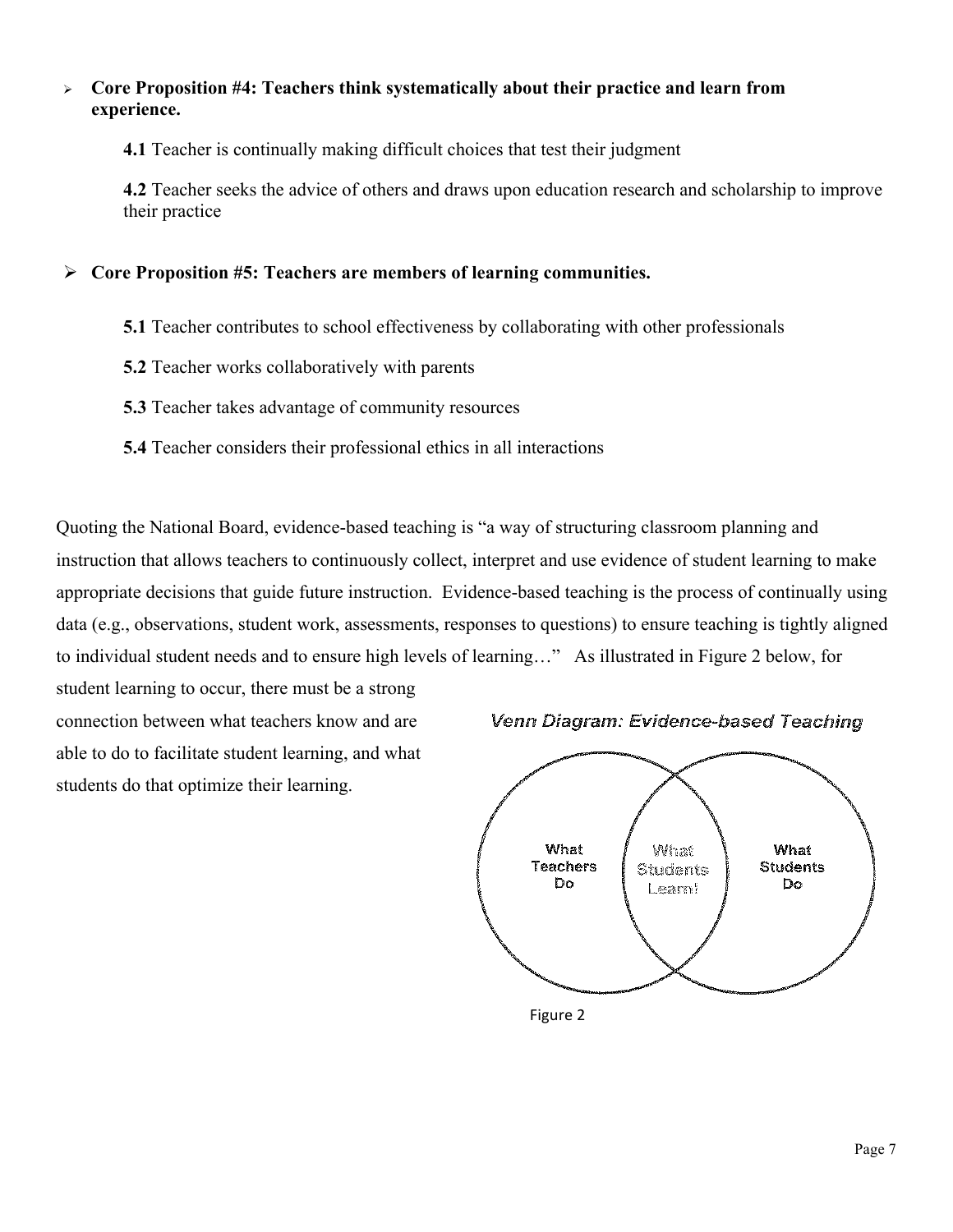- **Core Proposition #4: Teachers think systematically about their practice and learn from experience.**

  **4.1** Teacher is continually making difficult choices that test their judgment

  **4.2** Teacher seeks the advice of others and draws upon education research and scholarship to improve their practice

- **Core Proposition #5: Teachers are members of learning communities.**

  **5.1** Teacher contributes to school effectiveness by collaborating with other professionals

  **5.2** Teacher works collaboratively with parents

  **5.3** Teacher takes advantage of community resources

  **5.4** Teacher considers their professional ethics in all interactions

Quoting the National Board, evidence-based teaching is "a way of structuring classroom planning and instruction that allows teachers to continuously collect, interpret and use evidence of student learning to make appropriate decisions that guide future instruction. Evidence-based teaching is the process of continually using data (e.g., observations, student work, assessments, responses to questions) to ensure teaching is tightly aligned to individual student needs and to ensure high levels of learning…" As illustrated in Figure 2 below, for student learning to occur, there must be a strong connection between what teachers know and are able to do to facilitate student learning, and what students do that optimize their learning.

*Venn Diagram: Evidence-based Teaching*

What Teachers Do | What Students Learn! | What Students Do

Figure 2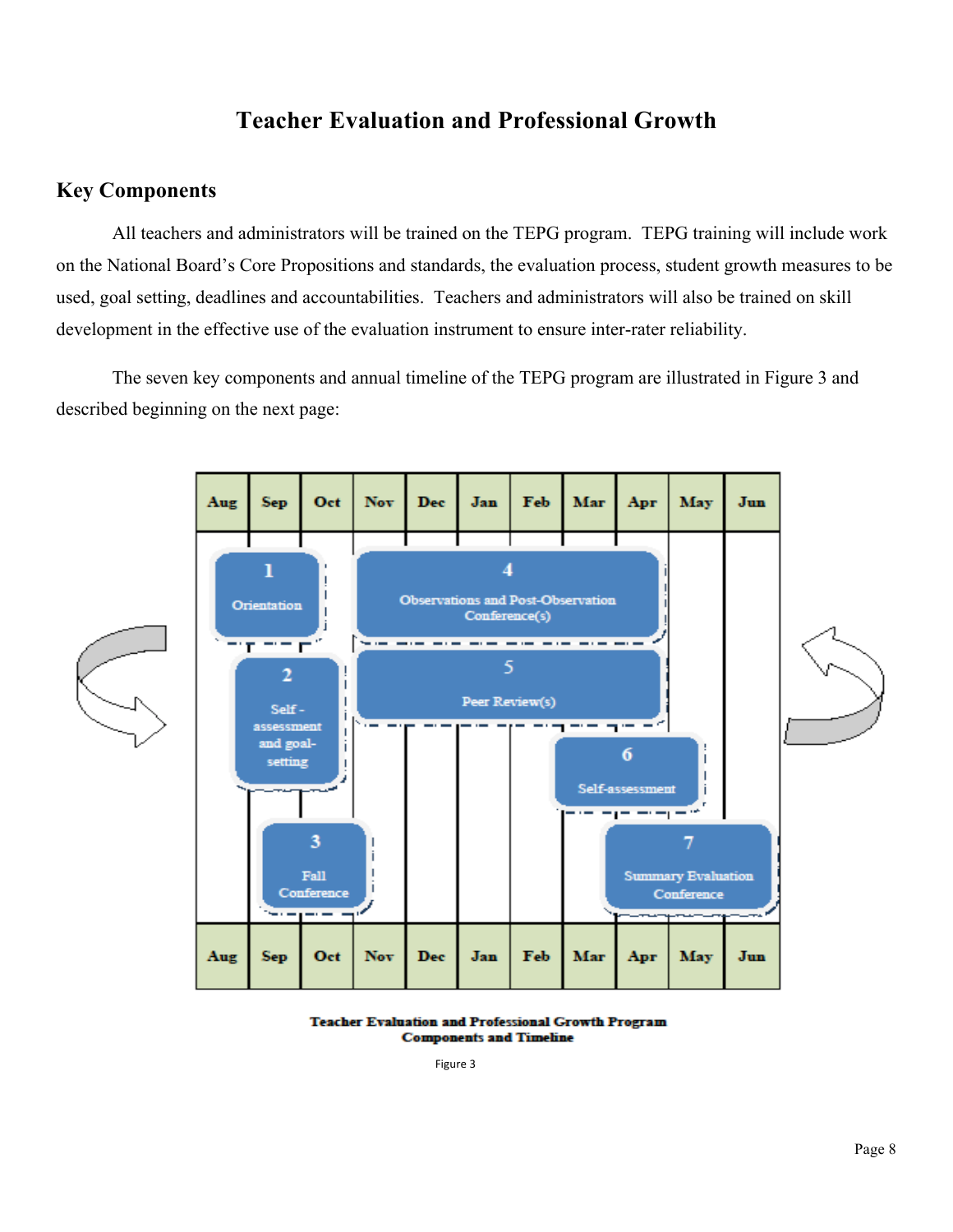# Teacher Evaluation and Professional Growth

## Key Components

All teachers and administrators will be trained on the TEPG program. TEPG training will include work on the National Board's Core Propositions and standards, the evaluation process, student growth measures to be used, goal setting, deadlines and accountabilities. Teachers and administrators will also be trained on skill development in the effective use of the evaluation instrument to ensure inter-rater reliability.

The seven key components and annual timeline of the TEPG program are illustrated in Figure 3 and described beginning on the next page:

| Aug | Sep | Oct | Nov | Dec | Jan | Feb | Mar | Apr | May | Jun |
|---|---|---|---|---|---|---|---|---|---|---|
| 1 Orientation | | | 4 Observations and Post-Observation Conference(s) | | | | | | | |
| | 2 Self-assessment and goal-setting | | 5 Peer Review(s) | | | | | | | |
| | | | | | | | 6 Self-assessment | | | |
| | 3 Fall Conference | | | | | | | 7 Summary Evaluation Conference | | |

**Teacher Evaluation and Professional Growth Program Components and Timeline**

Figure 3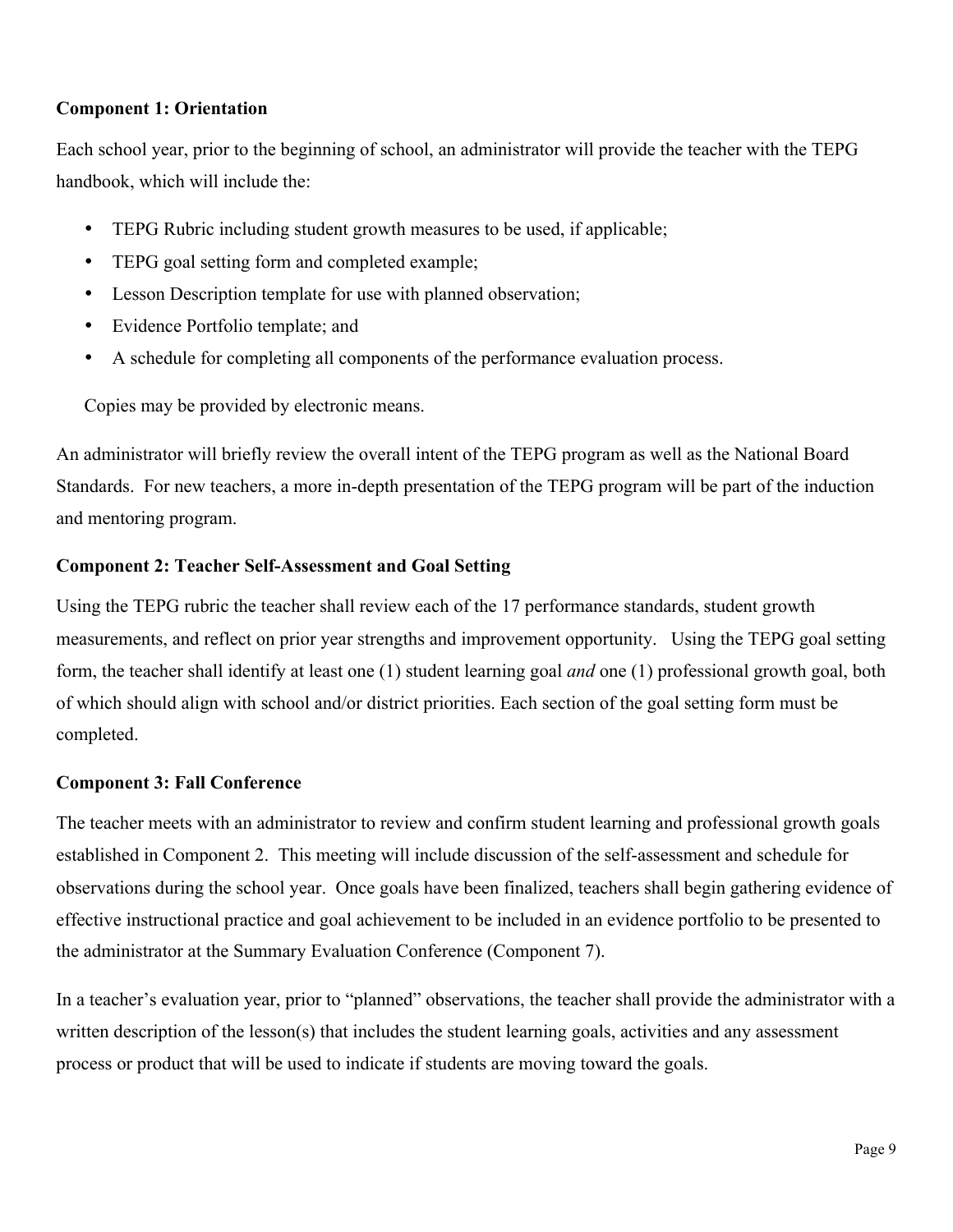**Component 1: Orientation**

Each school year, prior to the beginning of school, an administrator will provide the teacher with the TEPG handbook, which will include the:

- TEPG Rubric including student growth measures to be used, if applicable;
- TEPG goal setting form and completed example;
- Lesson Description template for use with planned observation;
- Evidence Portfolio template; and
- A schedule for completing all components of the performance evaluation process.

Copies may be provided by electronic means.

An administrator will briefly review the overall intent of the TEPG program as well as the National Board Standards. For new teachers, a more in-depth presentation of the TEPG program will be part of the induction and mentoring program.

**Component 2: Teacher Self-Assessment and Goal Setting**

Using the TEPG rubric the teacher shall review each of the 17 performance standards, student growth measurements, and reflect on prior year strengths and improvement opportunity. Using the TEPG goal setting form, the teacher shall identify at least one (1) student learning goal *and* one (1) professional growth goal, both of which should align with school and/or district priorities. Each section of the goal setting form must be completed.

**Component 3: Fall Conference**

The teacher meets with an administrator to review and confirm student learning and professional growth goals established in Component 2. This meeting will include discussion of the self-assessment and schedule for observations during the school year. Once goals have been finalized, teachers shall begin gathering evidence of effective instructional practice and goal achievement to be included in an evidence portfolio to be presented to the administrator at the Summary Evaluation Conference (Component 7).

In a teacher's evaluation year, prior to "planned" observations, the teacher shall provide the administrator with a written description of the lesson(s) that includes the student learning goals, activities and any assessment process or product that will be used to indicate if students are moving toward the goals.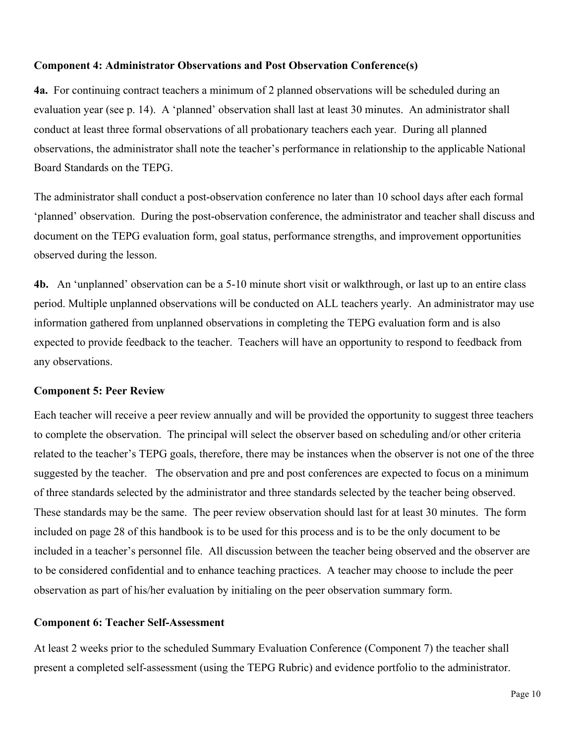**Component 4: Administrator Observations and Post Observation Conference(s)**

**4a.** For continuing contract teachers a minimum of 2 planned observations will be scheduled during an evaluation year (see p. 14). A 'planned' observation shall last at least 30 minutes. An administrator shall conduct at least three formal observations of all probationary teachers each year. During all planned observations, the administrator shall note the teacher's performance in relationship to the applicable National Board Standards on the TEPG.

The administrator shall conduct a post-observation conference no later than 10 school days after each formal 'planned' observation. During the post-observation conference, the administrator and teacher shall discuss and document on the TEPG evaluation form, goal status, performance strengths, and improvement opportunities observed during the lesson.

**4b.** An 'unplanned' observation can be a 5-10 minute short visit or walkthrough, or last up to an entire class period. Multiple unplanned observations will be conducted on ALL teachers yearly. An administrator may use information gathered from unplanned observations in completing the TEPG evaluation form and is also expected to provide feedback to the teacher. Teachers will have an opportunity to respond to feedback from any observations.

**Component 5: Peer Review**

Each teacher will receive a peer review annually and will be provided the opportunity to suggest three teachers to complete the observation. The principal will select the observer based on scheduling and/or other criteria related to the teacher's TEPG goals, therefore, there may be instances when the observer is not one of the three suggested by the teacher. The observation and pre and post conferences are expected to focus on a minimum of three standards selected by the administrator and three standards selected by the teacher being observed. These standards may be the same. The peer review observation should last for at least 30 minutes. The form included on page 28 of this handbook is to be used for this process and is to be the only document to be included in a teacher's personnel file. All discussion between the teacher being observed and the observer are to be considered confidential and to enhance teaching practices. A teacher may choose to include the peer observation as part of his/her evaluation by initialing on the peer observation summary form.

**Component 6: Teacher Self-Assessment**

At least 2 weeks prior to the scheduled Summary Evaluation Conference (Component 7) the teacher shall present a completed self-assessment (using the TEPG Rubric) and evidence portfolio to the administrator.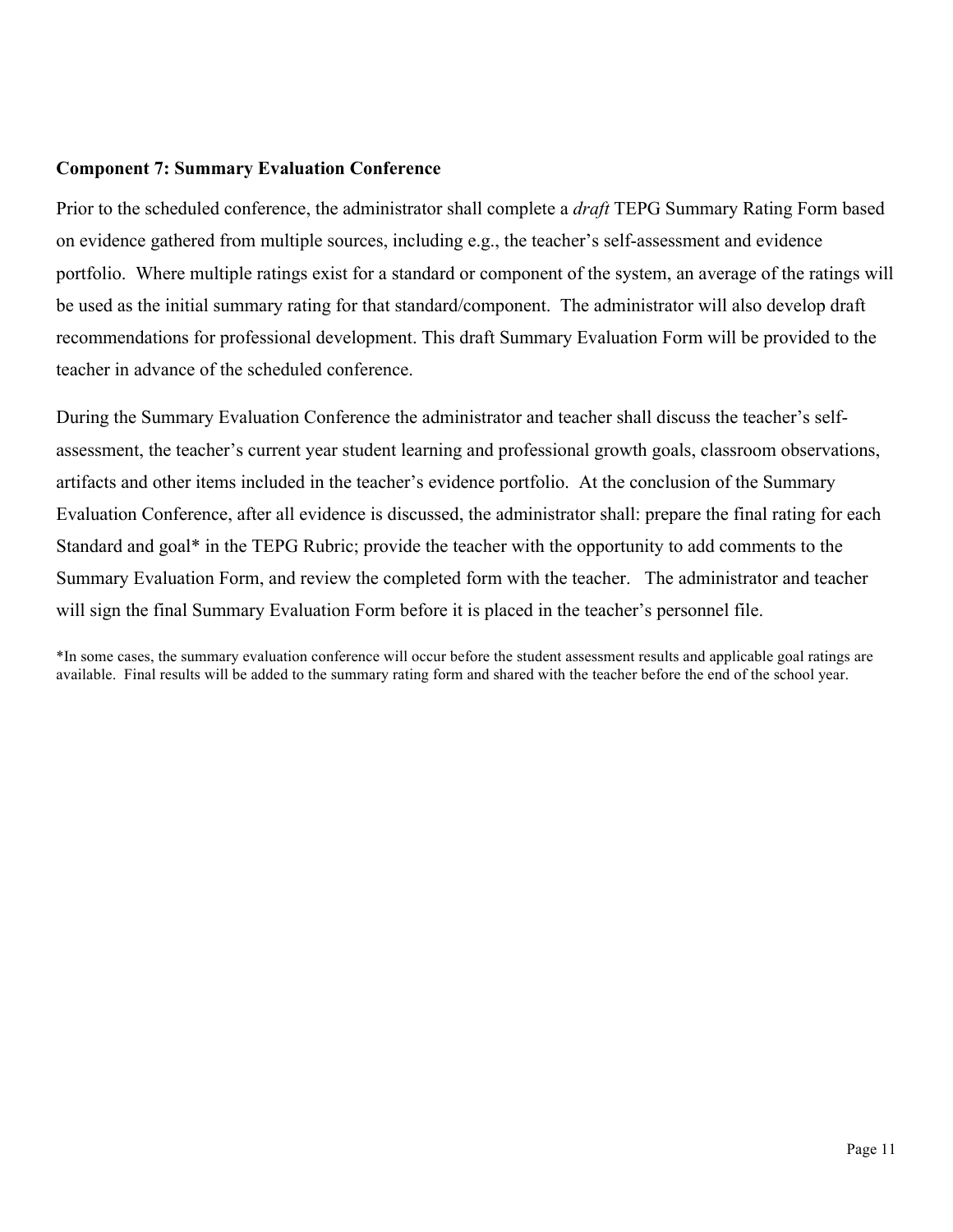**Component 7: Summary Evaluation Conference**

Prior to the scheduled conference, the administrator shall complete a *draft* TEPG Summary Rating Form based on evidence gathered from multiple sources, including e.g., the teacher's self-assessment and evidence portfolio. Where multiple ratings exist for a standard or component of the system, an average of the ratings will be used as the initial summary rating for that standard/component. The administrator will also develop draft recommendations for professional development. This draft Summary Evaluation Form will be provided to the teacher in advance of the scheduled conference.

During the Summary Evaluation Conference the administrator and teacher shall discuss the teacher's self-assessment, the teacher's current year student learning and professional growth goals, classroom observations, artifacts and other items included in the teacher's evidence portfolio. At the conclusion of the Summary Evaluation Conference, after all evidence is discussed, the administrator shall: prepare the final rating for each Standard and goal* in the TEPG Rubric; provide the teacher with the opportunity to add comments to the Summary Evaluation Form, and review the completed form with the teacher. The administrator and teacher will sign the final Summary Evaluation Form before it is placed in the teacher's personnel file.

*In some cases, the summary evaluation conference will occur before the student assessment results and applicable goal ratings are available. Final results will be added to the summary rating form and shared with the teacher before the end of the school year.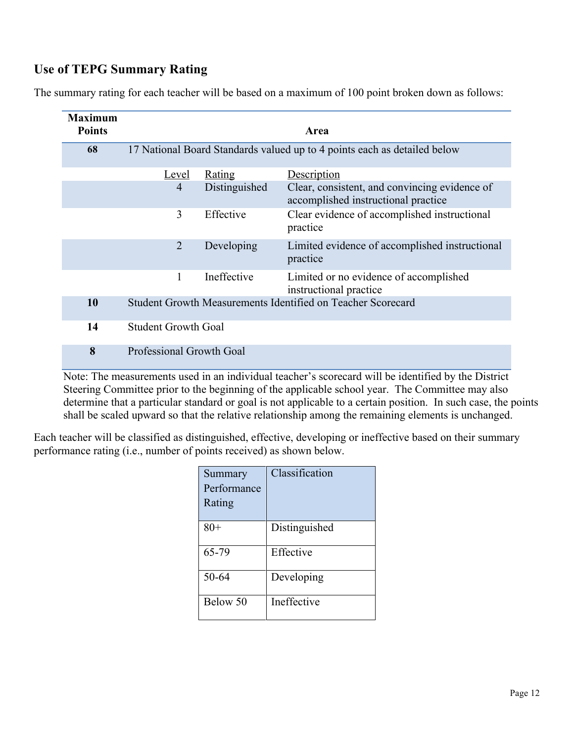## Use of TEPG Summary Rating

The summary rating for each teacher will be based on a maximum of 100 point broken down as follows:

| Maximum Points | Area | | |
|---|---|---|---|
| **68** | 17 National Board Standards valued up to 4 points each as detailed below | | |
| | Level | Rating | Description |
| | 4 | Distinguished | Clear, consistent, and convincing evidence of accomplished instructional practice |
| | 3 | Effective | Clear evidence of accomplished instructional practice |
| | 2 | Developing | Limited evidence of accomplished instructional practice |
| | 1 | Ineffective | Limited or no evidence of accomplished instructional practice |
| **10** | Student Growth Measurements Identified on Teacher Scorecard | | |
| **14** | Student Growth Goal | | |
| **8** | Professional Growth Goal | | |

Note: The measurements used in an individual teacher's scorecard will be identified by the District Steering Committee prior to the beginning of the applicable school year. The Committee may also determine that a particular standard or goal is not applicable to a certain position. In such case, the points shall be scaled upward so that the relative relationship among the remaining elements is unchanged.

Each teacher will be classified as distinguished, effective, developing or ineffective based on their summary performance rating (i.e., number of points received) as shown below.

| Summary Performance Rating | Classification |
|---|---|
| 80+ | Distinguished |
| 65-79 | Effective |
| 50-64 | Developing |
| Below 50 | Ineffective |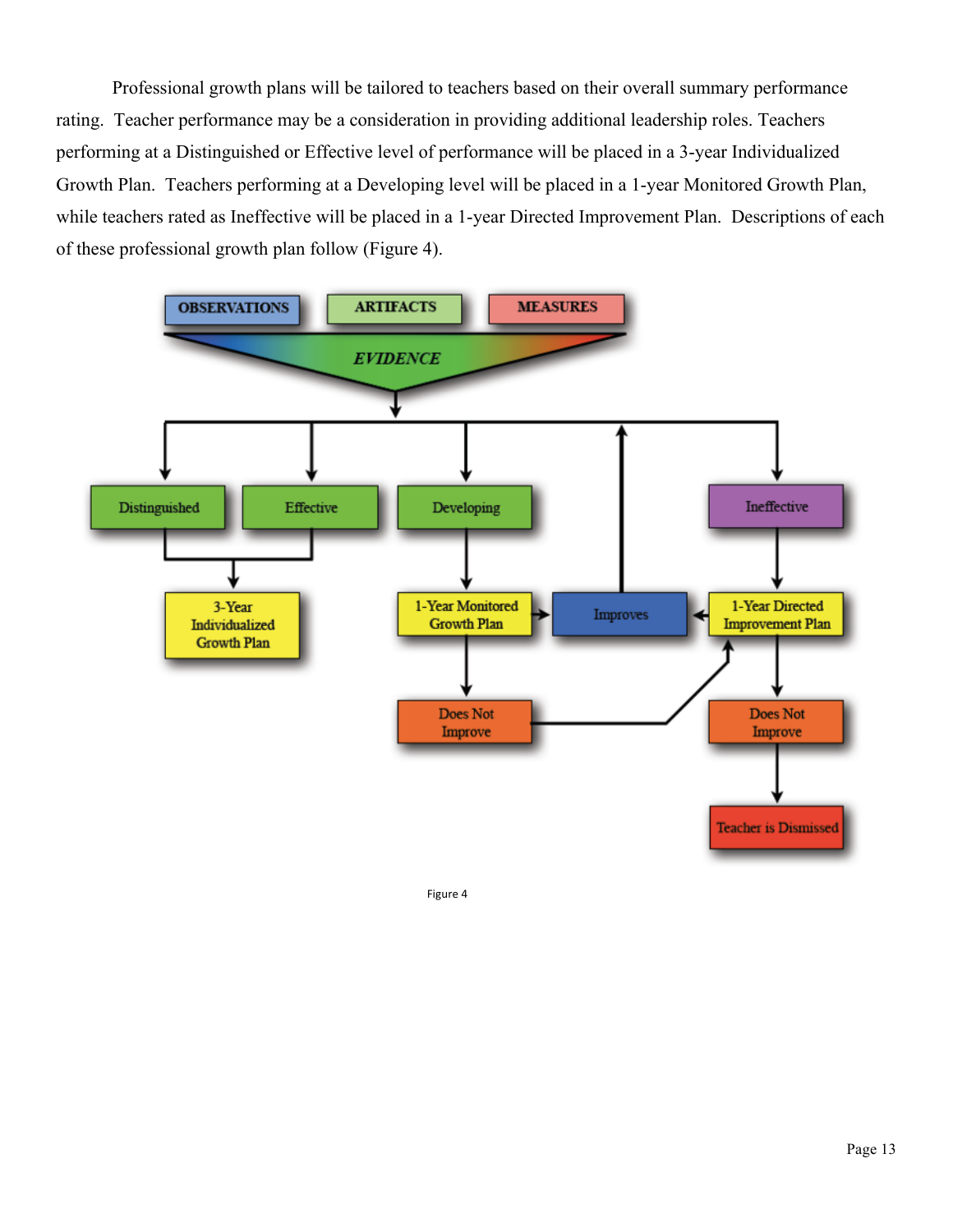Professional growth plans will be tailored to teachers based on their overall summary performance rating. Teacher performance may be a consideration in providing additional leadership roles. Teachers performing at a Distinguished or Effective level of performance will be placed in a 3-year Individualized Growth Plan. Teachers performing at a Developing level will be placed in a 1-year Monitored Growth Plan, while teachers rated as Ineffective will be placed in a 1-year Directed Improvement Plan. Descriptions of each of these professional growth plan follow (Figure 4).

Figure 4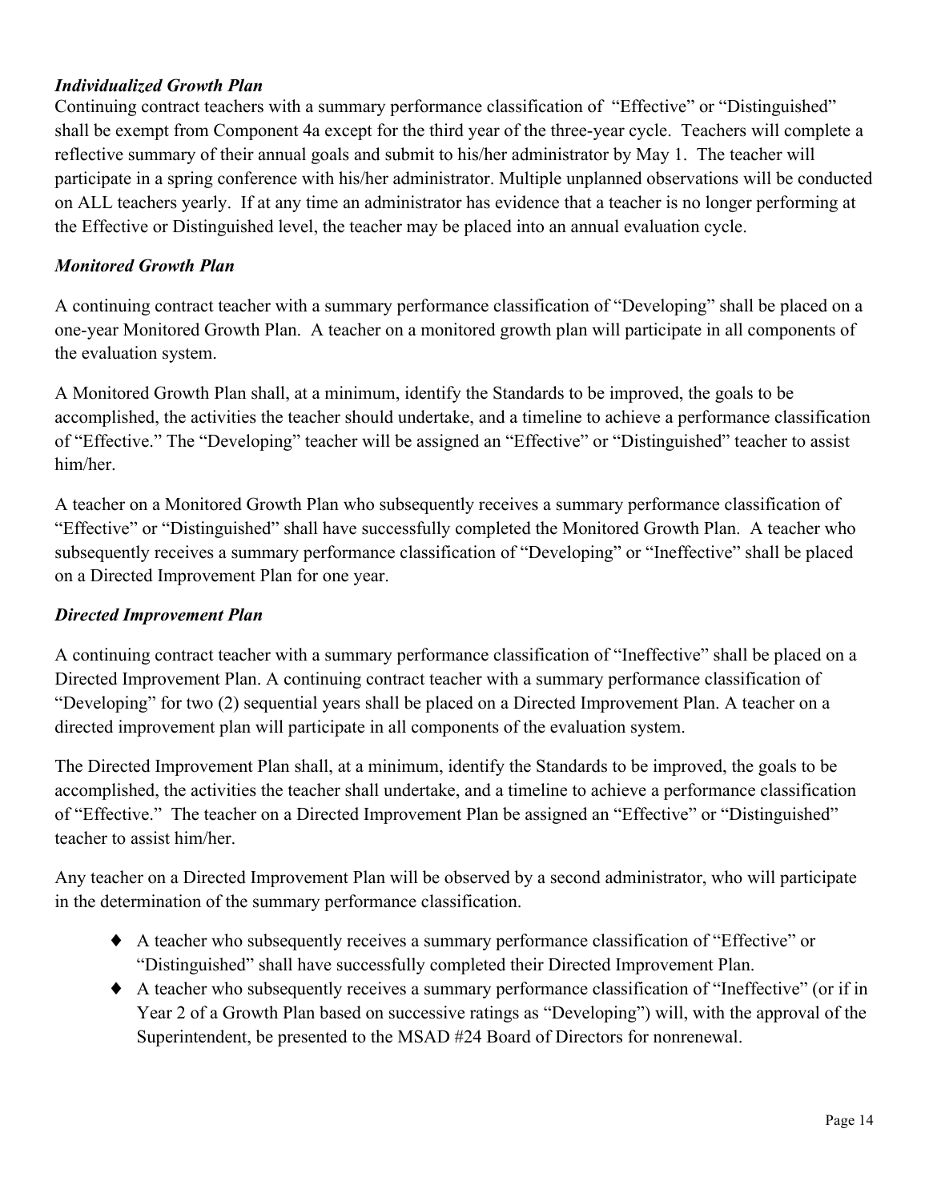***Individualized Growth Plan***

Continuing contract teachers with a summary performance classification of "Effective" or "Distinguished" shall be exempt from Component 4a except for the third year of the three-year cycle. Teachers will complete a reflective summary of their annual goals and submit to his/her administrator by May 1. The teacher will participate in a spring conference with his/her administrator. Multiple unplanned observations will be conducted on ALL teachers yearly. If at any time an administrator has evidence that a teacher is no longer performing at the Effective or Distinguished level, the teacher may be placed into an annual evaluation cycle.

***Monitored Growth Plan***

A continuing contract teacher with a summary performance classification of "Developing" shall be placed on a one-year Monitored Growth Plan. A teacher on a monitored growth plan will participate in all components of the evaluation system.

A Monitored Growth Plan shall, at a minimum, identify the Standards to be improved, the goals to be accomplished, the activities the teacher should undertake, and a timeline to achieve a performance classification of "Effective." The "Developing" teacher will be assigned an "Effective" or "Distinguished" teacher to assist him/her.

A teacher on a Monitored Growth Plan who subsequently receives a summary performance classification of "Effective" or "Distinguished" shall have successfully completed the Monitored Growth Plan. A teacher who subsequently receives a summary performance classification of "Developing" or "Ineffective" shall be placed on a Directed Improvement Plan for one year.

***Directed Improvement Plan***

A continuing contract teacher with a summary performance classification of "Ineffective" shall be placed on a Directed Improvement Plan. A continuing contract teacher with a summary performance classification of "Developing" for two (2) sequential years shall be placed on a Directed Improvement Plan. A teacher on a directed improvement plan will participate in all components of the evaluation system.

The Directed Improvement Plan shall, at a minimum, identify the Standards to be improved, the goals to be accomplished, the activities the teacher shall undertake, and a timeline to achieve a performance classification of "Effective." The teacher on a Directed Improvement Plan be assigned an "Effective" or "Distinguished" teacher to assist him/her.

Any teacher on a Directed Improvement Plan will be observed by a second administrator, who will participate in the determination of the summary performance classification.

- A teacher who subsequently receives a summary performance classification of "Effective" or "Distinguished" shall have successfully completed their Directed Improvement Plan.
- A teacher who subsequently receives a summary performance classification of "Ineffective" (or if in Year 2 of a Growth Plan based on successive ratings as "Developing") will, with the approval of the Superintendent, be presented to the MSAD #24 Board of Directors for nonrenewal.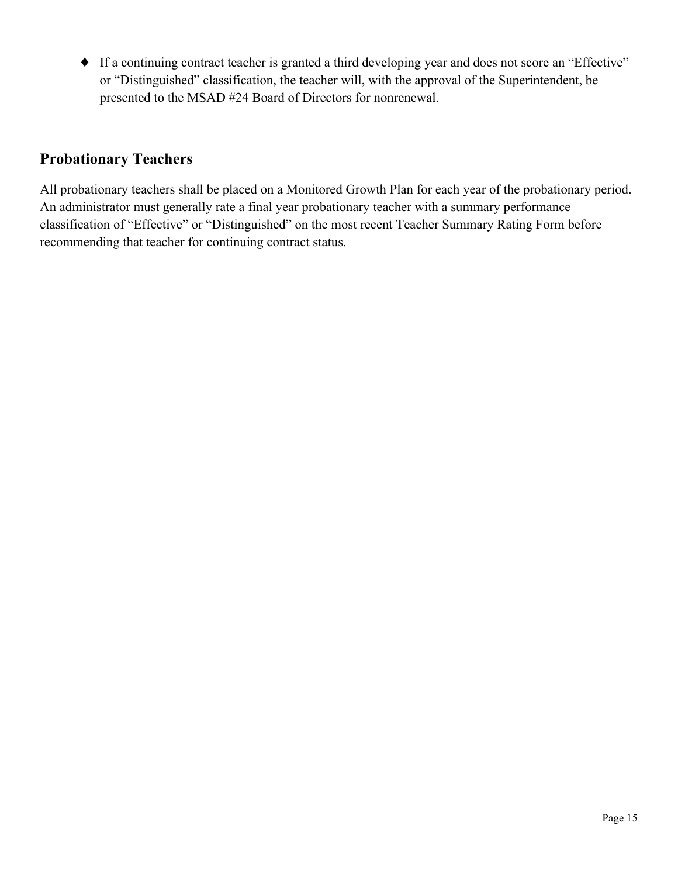- If a continuing contract teacher is granted a third developing year and does not score an "Effective" or "Distinguished" classification, the teacher will, with the approval of the Superintendent, be presented to the MSAD #24 Board of Directors for nonrenewal.

## Probationary Teachers

All probationary teachers shall be placed on a Monitored Growth Plan for each year of the probationary period. An administrator must generally rate a final year probationary teacher with a summary performance classification of "Effective" or "Distinguished" on the most recent Teacher Summary Rating Form before recommending that teacher for continuing contract status.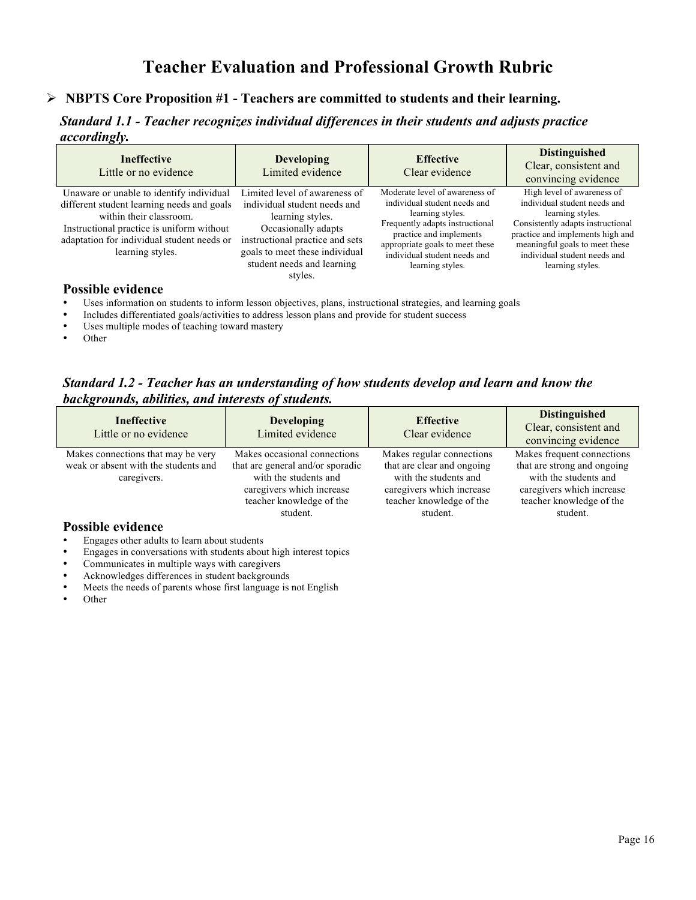# Teacher Evaluation and Professional Growth Rubric

## ➢ NBPTS Core Proposition #1 - Teachers are committed to students and their learning.

### *Standard 1.1 - Teacher recognizes individual differences in their students and adjusts practice accordingly.*

| **Ineffective**<br>Little or no evidence | **Developing**<br>Limited evidence | **Effective**<br>Clear evidence | **Distinguished**<br>Clear, consistent and convincing evidence |
|---|---|---|---|
| Unaware or unable to identify individual different student learning needs and goals within their classroom. Instructional practice is uniform without adaptation for individual student needs or learning styles. | Limited level of awareness of individual student needs and learning styles. Occasionally adapts instructional practice and sets goals to meet these individual student needs and learning styles. | Moderate level of awareness of individual student needs and learning styles. Frequently adapts instructional practice and implements appropriate goals to meet these individual student needs and learning styles. | High level of awareness of individual student needs and learning styles. Consistently adapts instructional practice and implements high and meaningful goals to meet these individual student needs and learning styles. |

**Possible evidence**

- Uses information on students to inform lesson objectives, plans, instructional strategies, and learning goals
- Includes differentiated goals/activities to address lesson plans and provide for student success
- Uses multiple modes of teaching toward mastery
- Other

### *Standard 1.2 - Teacher has an understanding of how students develop and learn and know the backgrounds, abilities, and interests of students.*

| **Ineffective**<br>Little or no evidence | **Developing**<br>Limited evidence | **Effective**<br>Clear evidence | **Distinguished**<br>Clear, consistent and convincing evidence |
|---|---|---|---|
| Makes connections that may be very weak or absent with the students and caregivers. | Makes occasional connections that are general and/or sporadic with the students and caregivers which increase teacher knowledge of the student. | Makes regular connections that are clear and ongoing with the students and caregivers which increase teacher knowledge of the student. | Makes frequent connections that are strong and ongoing with the students and caregivers which increase teacher knowledge of the student. |

**Possible evidence**

- Engages other adults to learn about students
- Engages in conversations with students about high interest topics
- Communicates in multiple ways with caregivers
- Acknowledges differences in student backgrounds
- Meets the needs of parents whose first language is not English
- Other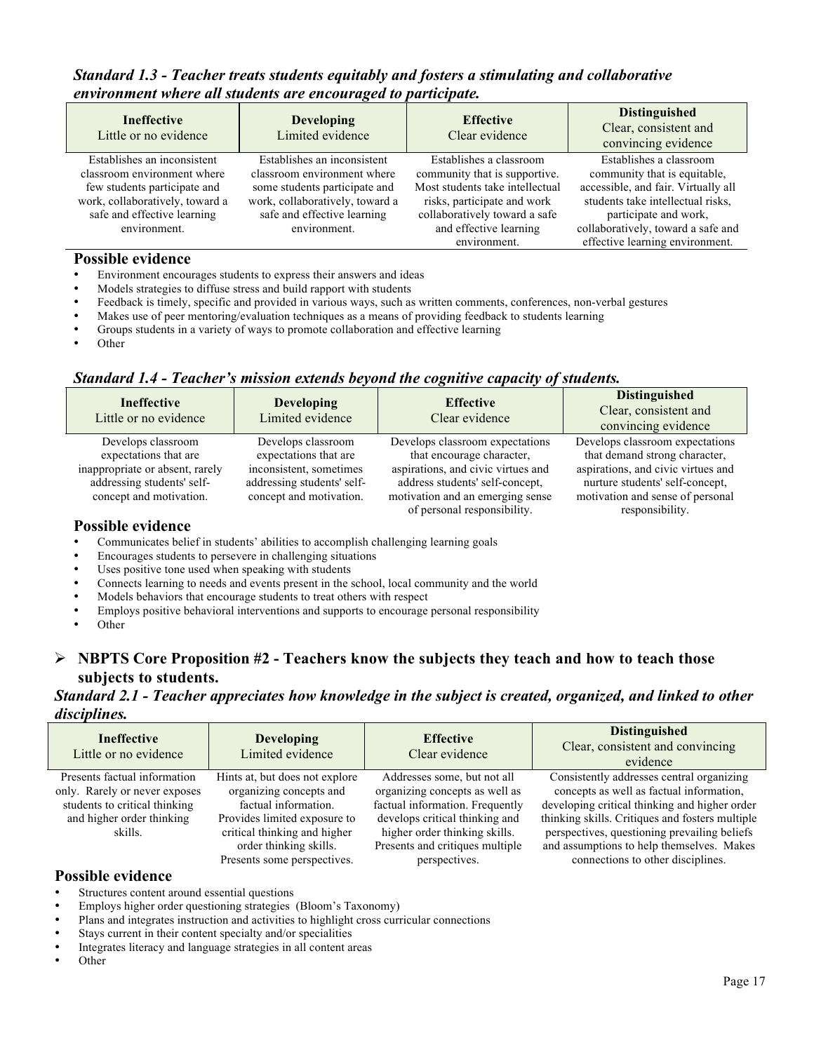### *Standard 1.3 - Teacher treats students equitably and fosters a stimulating and collaborative environment where all students are encouraged to participate.*

| **Ineffective**<br>Little or no evidence | **Developing**<br>Limited evidence | **Effective**<br>Clear evidence | **Distinguished**<br>Clear, consistent and convincing evidence |
|---|---|---|---|
| Establishes an inconsistent classroom environment where few students participate and work, collaboratively, toward a safe and effective learning environment. | Establishes an inconsistent classroom environment where some students participate and work, collaboratively, toward a safe and effective learning environment. | Establishes a classroom community that is supportive. Most students take intellectual risks, participate and work collaboratively toward a safe and effective learning environment. | Establishes a classroom community that is equitable, accessible, and fair. Virtually all students take intellectual risks, participate and work, collaboratively, toward a safe and effective learning environment. |

**Possible evidence**

- Environment encourages students to express their answers and ideas
- Models strategies to diffuse stress and build rapport with students
- Feedback is timely, specific and provided in various ways, such as written comments, conferences, non-verbal gestures
- Makes use of peer mentoring/evaluation techniques as a means of providing feedback to students learning
- Groups students in a variety of ways to promote collaboration and effective learning
- Other

### *Standard 1.4 - Teacher's mission extends beyond the cognitive capacity of students.*

| **Ineffective**<br>Little or no evidence | **Developing**<br>Limited evidence | **Effective**<br>Clear evidence | **Distinguished**<br>Clear, consistent and convincing evidence |
|---|---|---|---|
| Develops classroom expectations that are inappropriate or absent, rarely addressing students' self-concept and motivation. | Develops classroom expectations that are inconsistent, sometimes addressing students' self-concept and motivation. | Develops classroom expectations that encourage character, aspirations, and civic virtues and address students' self-concept, motivation and an emerging sense of personal responsibility. | Develops classroom expectations that demand strong character, aspirations, and civic virtues and nurture students' self-concept, motivation and sense of personal responsibility. |

**Possible evidence**

- Communicates belief in students' abilities to accomplish challenging learning goals
- Encourages students to persevere in challenging situations
- Uses positive tone used when speaking with students
- Connects learning to needs and events present in the school, local community and the world
- Models behaviors that encourage students to treat others with respect
- Employs positive behavioral interventions and supports to encourage personal responsibility
- Other

## ➢ NBPTS Core Proposition #2 - Teachers know the subjects they teach and how to teach those subjects to students.

### *Standard 2.1 - Teacher appreciates how knowledge in the subject is created, organized, and linked to other disciplines.*

| **Ineffective**<br>Little or no evidence | **Developing**<br>Limited evidence | **Effective**<br>Clear evidence | **Distinguished**<br>Clear, consistent and convincing evidence |
|---|---|---|---|
| Presents factual information only. Rarely or never exposes students to critical thinking and higher order thinking skills. | Hints at, but does not explore organizing concepts and factual information. Provides limited exposure to critical thinking and higher order thinking skills. Presents some perspectives. | Addresses some, but not all organizing concepts as well as factual information. Frequently develops critical thinking and higher order thinking skills. Presents and critiques multiple perspectives. | Consistently addresses central organizing concepts as well as factual information, developing critical thinking and higher order thinking skills. Critiques and fosters multiple perspectives, questioning prevailing beliefs and assumptions to help themselves. Makes connections to other disciplines. |

**Possible evidence**

- Structures content around essential questions
- Employs higher order questioning strategies (Bloom's Taxonomy)
- Plans and integrates instruction and activities to highlight cross curricular connections
- Stays current in their content specialty and/or specialities
- Integrates literacy and language strategies in all content areas
- Other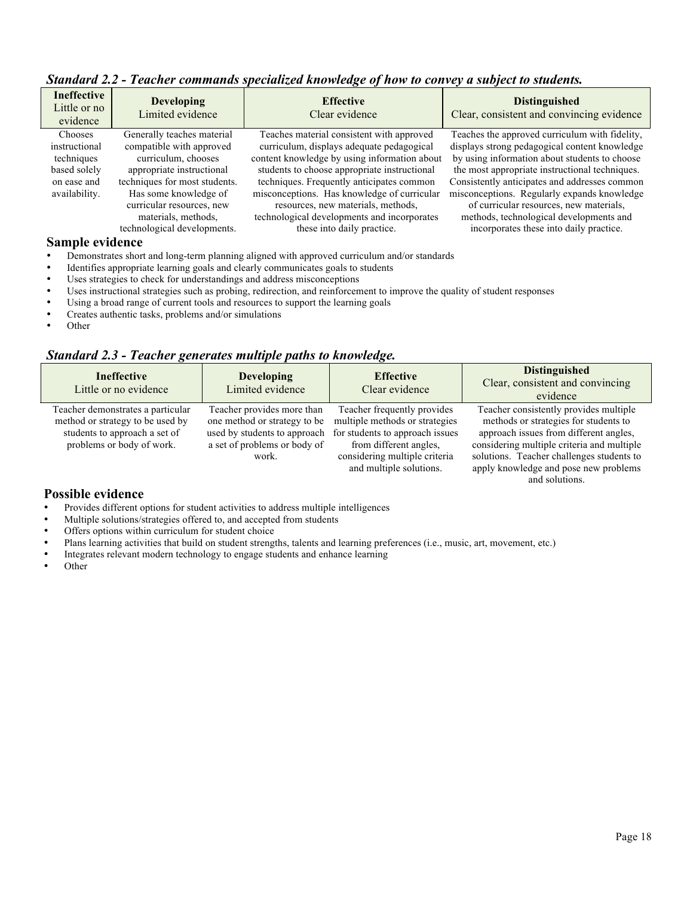### *Standard 2.2 - Teacher commands specialized knowledge of how to convey a subject to students.*

| **Ineffective** Little or no evidence | **Developing** Limited evidence | **Effective** Clear evidence | **Distinguished** Clear, consistent and convincing evidence |
|---|---|---|---|
| Chooses instructional techniques based solely on ease and availability. | Generally teaches material compatible with approved curriculum, chooses appropriate instructional techniques for most students. Has some knowledge of curricular resources, new materials, methods, technological developments. | Teaches material consistent with approved curriculum, displays adequate pedagogical content knowledge by using information about students to choose appropriate instructional techniques. Frequently anticipates common misconceptions. Has knowledge of curricular resources, new materials, methods, technological developments and incorporates these into daily practice. | Teaches the approved curriculum with fidelity, displays strong pedagogical content knowledge by using information about students to choose the most appropriate instructional techniques. Consistently anticipates and addresses common misconceptions. Regularly expands knowledge of curricular resources, new materials, methods, technological developments and incorporates these into daily practice. |

**Sample evidence**

- Demonstrates short and long-term planning aligned with approved curriculum and/or standards
- Identifies appropriate learning goals and clearly communicates goals to students
- Uses strategies to check for understandings and address misconceptions
- Uses instructional strategies such as probing, redirection, and reinforcement to improve the quality of student responses
- Using a broad range of current tools and resources to support the learning goals
- Creates authentic tasks, problems and/or simulations
- Other

### *Standard 2.3 - Teacher generates multiple paths to knowledge.*

| **Ineffective** Little or no evidence | **Developing** Limited evidence | **Effective** Clear evidence | **Distinguished** Clear, consistent and convincing evidence |
|---|---|---|---|
| Teacher demonstrates a particular method or strategy to be used by students to approach a set of problems or body of work. | Teacher provides more than one method or strategy to be used by students to approach a set of problems or body of work. | Teacher frequently provides multiple methods or strategies for students to approach issues from different angles, considering multiple criteria and multiple solutions. | Teacher consistently provides multiple methods or strategies for students to approach issues from different angles, considering multiple criteria and multiple solutions. Teacher challenges students to apply knowledge and pose new problems and solutions. |

**Possible evidence**

- Provides different options for student activities to address multiple intelligences
- Multiple solutions/strategies offered to, and accepted from students
- Offers options within curriculum for student choice
- Plans learning activities that build on student strengths, talents and learning preferences (i.e., music, art, movement, etc.)
- Integrates relevant modern technology to engage students and enhance learning
- Other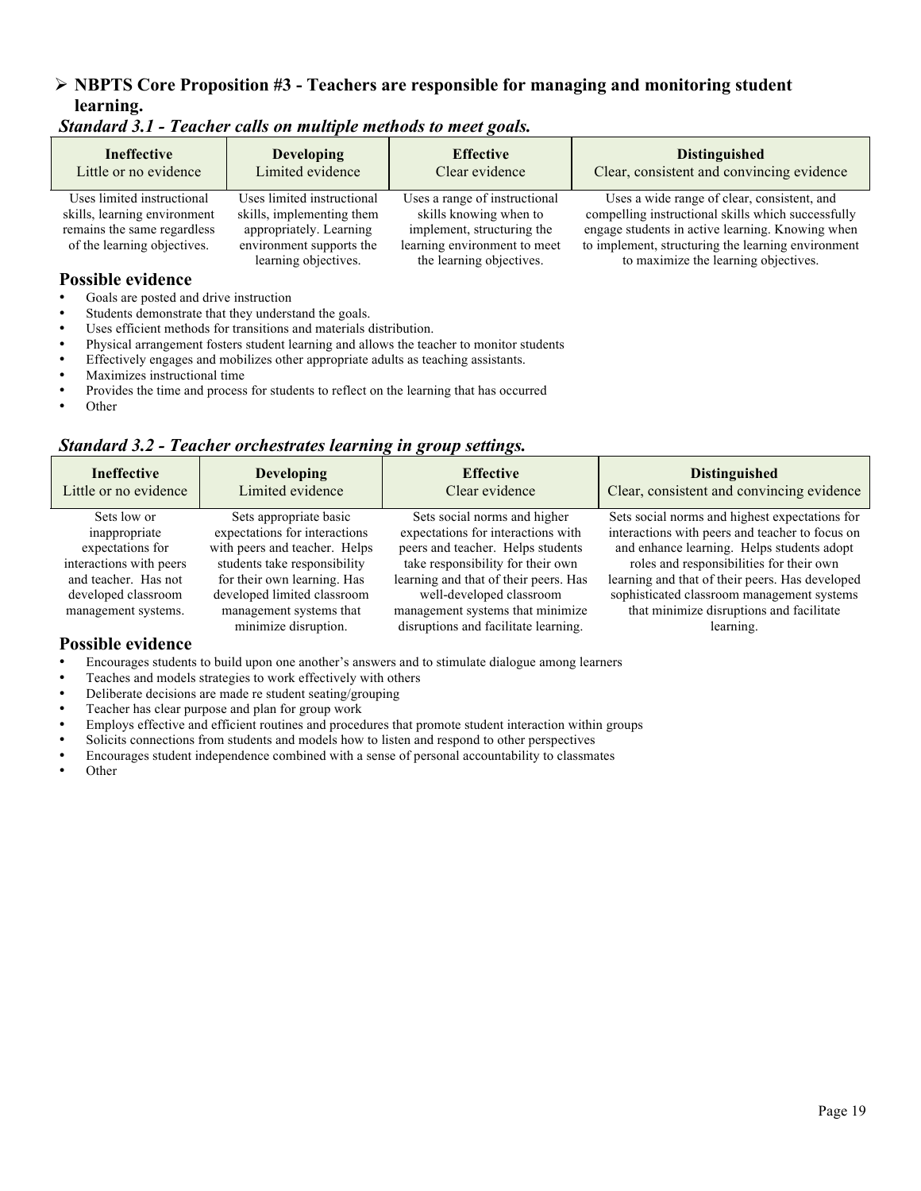## ➢ NBPTS Core Proposition #3 - Teachers are responsible for managing and monitoring student learning.

### *Standard 3.1 - Teacher calls on multiple methods to meet goals.*

| **Ineffective**<br>Little or no evidence | **Developing**<br>Limited evidence | **Effective**<br>Clear evidence | **Distinguished**<br>Clear, consistent and convincing evidence |
|---|---|---|---|
| Uses limited instructional skills, learning environment remains the same regardless of the learning objectives. | Uses limited instructional skills, implementing them appropriately. Learning environment supports the learning objectives. | Uses a range of instructional skills knowing when to implement, structuring the learning environment to meet the learning objectives. | Uses a wide range of clear, consistent, and compelling instructional skills which successfully engage students in active learning. Knowing when to implement, structuring the learning environment to maximize the learning objectives. |

**Possible evidence**

- Goals are posted and drive instruction
- Students demonstrate that they understand the goals.
- Uses efficient methods for transitions and materials distribution.
- Physical arrangement fosters student learning and allows the teacher to monitor students
- Effectively engages and mobilizes other appropriate adults as teaching assistants.
- Maximizes instructional time
- Provides the time and process for students to reflect on the learning that has occurred
- Other

### *Standard 3.2 - Teacher orchestrates learning in group settings.*

| **Ineffective**<br>Little or no evidence | **Developing**<br>Limited evidence | **Effective**<br>Clear evidence | **Distinguished**<br>Clear, consistent and convincing evidence |
|---|---|---|---|
| Sets low or inappropriate expectations for interactions with peers and teacher. Has not developed classroom management systems. | Sets appropriate basic expectations for interactions with peers and teacher. Helps students take responsibility for their own learning. Has developed limited classroom management systems that minimize disruption. | Sets social norms and higher expectations for interactions with peers and teacher. Helps students take responsibility for their own learning and that of their peers. Has well-developed classroom management systems that minimize disruptions and facilitate learning. | Sets social norms and highest expectations for interactions with peers and teacher to focus on and enhance learning. Helps students adopt roles and responsibilities for their own learning and that of their peers. Has developed sophisticated classroom management systems that minimize disruptions and facilitate learning. |

**Possible evidence**

- Encourages students to build upon one another's answers and to stimulate dialogue among learners
- Teaches and models strategies to work effectively with others
- Deliberate decisions are made re student seating/grouping
- Teacher has clear purpose and plan for group work
- Employs effective and efficient routines and procedures that promote student interaction within groups
- Solicits connections from students and models how to listen and respond to other perspectives
- Encourages student independence combined with a sense of personal accountability to classmates
- Other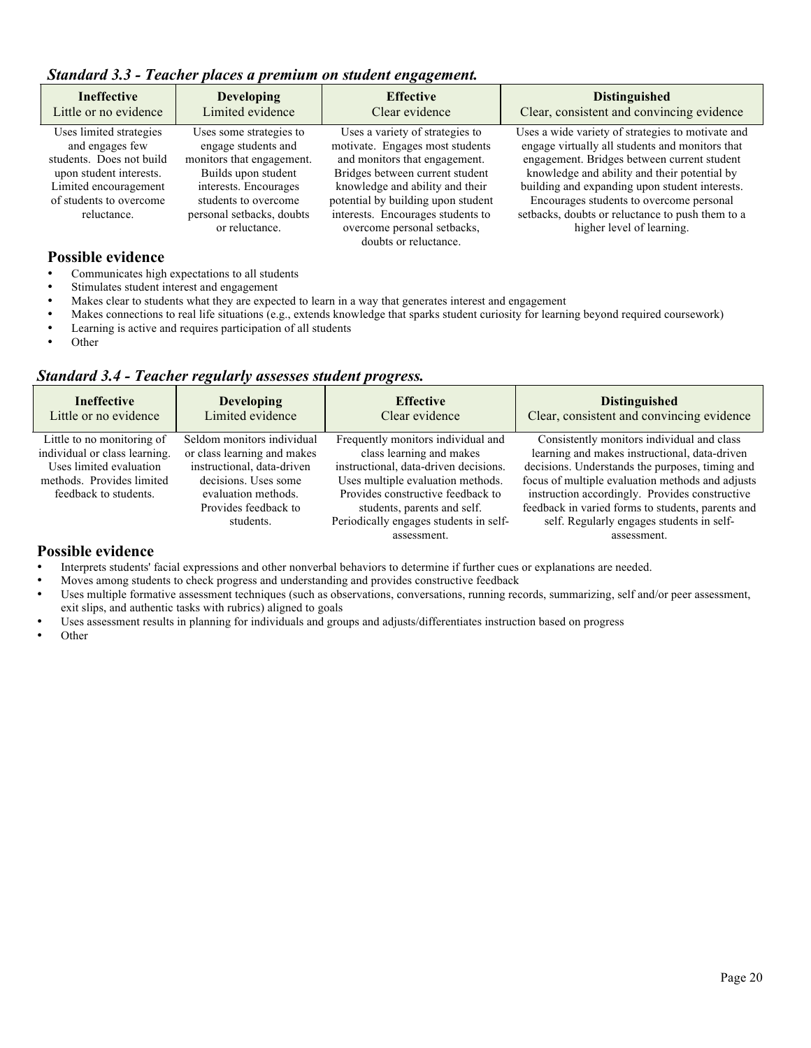### *Standard 3.3 - Teacher places a premium on student engagement.*

| **Ineffective** Little or no evidence | **Developing** Limited evidence | **Effective** Clear evidence | **Distinguished** Clear, consistent and convincing evidence |
|---|---|---|---|
| Uses limited strategies and engages few students. Does not build upon student interests. Limited encouragement of students to overcome reluctance. | Uses some strategies to engage students and monitors that engagement. Builds upon student interests. Encourages students to overcome personal setbacks, doubts or reluctance. | Uses a variety of strategies to motivate. Engages most students and monitors that engagement. Bridges between current student knowledge and ability and their potential by building upon student interests. Encourages students to overcome personal setbacks, doubts or reluctance. | Uses a wide variety of strategies to motivate and engage virtually all students and monitors that engagement. Bridges between current student knowledge and ability and their potential by building and expanding upon student interests. Encourages students to overcome personal setbacks, doubts or reluctance to push them to a higher level of learning. |

**Possible evidence**

- Communicates high expectations to all students
- Stimulates student interest and engagement
- Makes clear to students what they are expected to learn in a way that generates interest and engagement
- Makes connections to real life situations (e.g., extends knowledge that sparks student curiosity for learning beyond required coursework)
- Learning is active and requires participation of all students
- Other

### *Standard 3.4 - Teacher regularly assesses student progress.*

| **Ineffective** Little or no evidence | **Developing** Limited evidence | **Effective** Clear evidence | **Distinguished** Clear, consistent and convincing evidence |
|---|---|---|---|
| Little to no monitoring of individual or class learning. Uses limited evaluation methods. Provides limited feedback to students. | Seldom monitors individual or class learning and makes instructional, data-driven decisions. Uses some evaluation methods. Provides feedback to students. | Frequently monitors individual and class learning and makes instructional, data-driven decisions. Uses multiple evaluation methods. Provides constructive feedback to students, parents and self. Periodically engages students in self-assessment. | Consistently monitors individual and class learning and makes instructional, data-driven decisions. Understands the purposes, timing and focus of multiple evaluation methods and adjusts instruction accordingly. Provides constructive feedback in varied forms to students, parents and self. Regularly engages students in self-assessment. |

**Possible evidence**

- Interprets students' facial expressions and other nonverbal behaviors to determine if further cues or explanations are needed.
- Moves among students to check progress and understanding and provides constructive feedback
- Uses multiple formative assessment techniques (such as observations, conversations, running records, summarizing, self and/or peer assessment, exit slips, and authentic tasks with rubrics) aligned to goals
- Uses assessment results in planning for individuals and groups and adjusts/differentiates instruction based on progress
- Other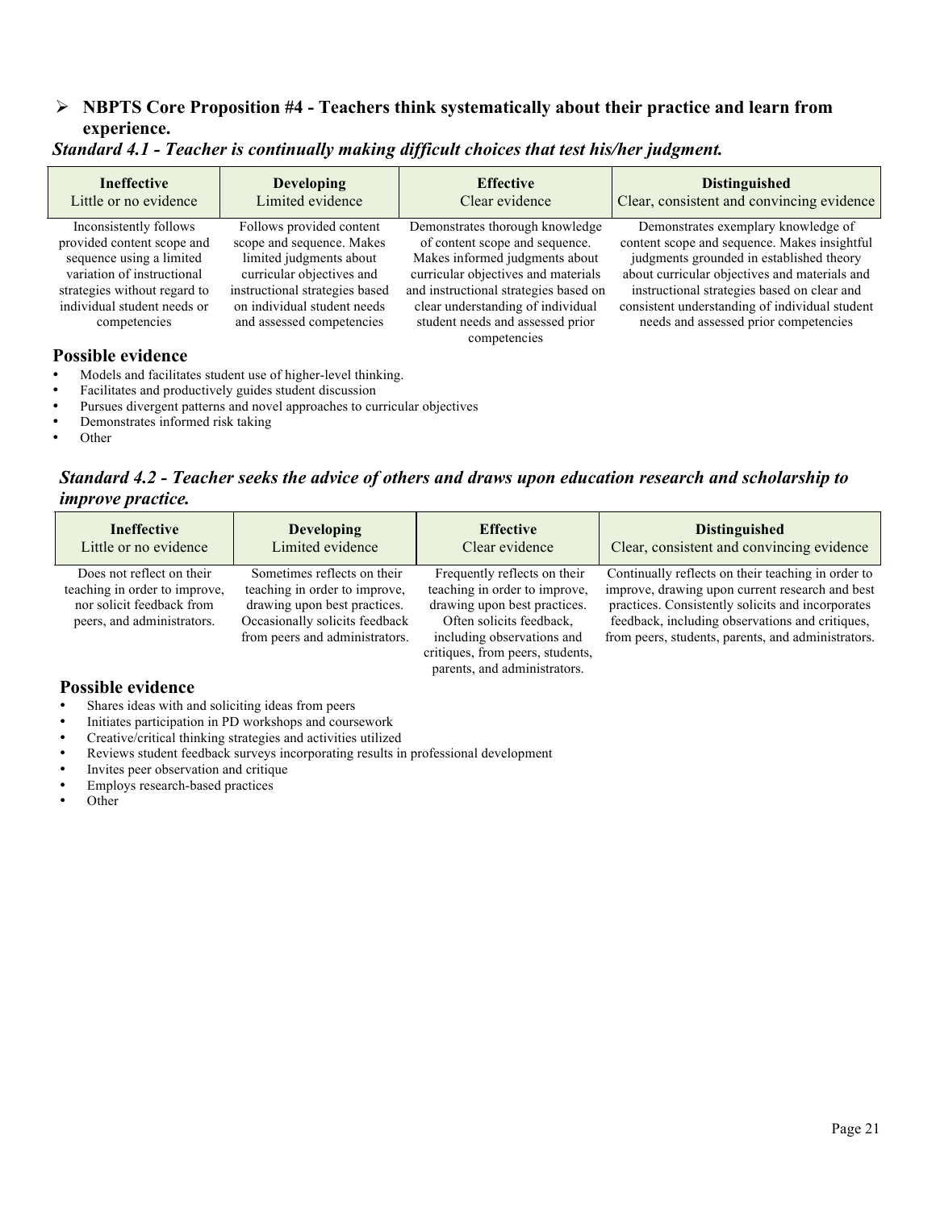## ➢ NBPTS Core Proposition #4 - Teachers think systematically about their practice and learn from experience.

### *Standard 4.1 - Teacher is continually making difficult choices that test his/her judgment.*

| **Ineffective**<br>Little or no evidence | **Developing**<br>Limited evidence | **Effective**<br>Clear evidence | **Distinguished**<br>Clear, consistent and convincing evidence |
|---|---|---|---|
| Inconsistently follows provided content scope and sequence using a limited variation of instructional strategies without regard to individual student needs or competencies | Follows provided content scope and sequence. Makes limited judgments about curricular objectives and instructional strategies based on individual student needs and assessed competencies | Demonstrates thorough knowledge of content scope and sequence. Makes informed judgments about curricular objectives and materials and instructional strategies based on clear understanding of individual student needs and assessed prior competencies | Demonstrates exemplary knowledge of content scope and sequence. Makes insightful judgments grounded in established theory about curricular objectives and materials and instructional strategies based on clear and consistent understanding of individual student needs and assessed prior competencies |

**Possible evidence**

- Models and facilitates student use of higher-level thinking.
- Facilitates and productively guides student discussion
- Pursues divergent patterns and novel approaches to curricular objectives
- Demonstrates informed risk taking
- Other

### *Standard 4.2 - Teacher seeks the advice of others and draws upon education research and scholarship to improve practice.*

| **Ineffective**<br>Little or no evidence | **Developing**<br>Limited evidence | **Effective**<br>Clear evidence | **Distinguished**<br>Clear, consistent and convincing evidence |
|---|---|---|---|
| Does not reflect on their teaching in order to improve, nor solicit feedback from peers, and administrators. | Sometimes reflects on their teaching in order to improve, drawing upon best practices. Occasionally solicits feedback from peers and administrators. | Frequently reflects on their teaching in order to improve, drawing upon best practices. Often solicits feedback, including observations and critiques, from peers, students, parents, and administrators. | Continually reflects on their teaching in order to improve, drawing upon current research and best practices. Consistently solicits and incorporates feedback, including observations and critiques, from peers, students, parents, and administrators. |

**Possible evidence**

- Shares ideas with and soliciting ideas from peers
- Initiates participation in PD workshops and coursework
- Creative/critical thinking strategies and activities utilized
- Reviews student feedback surveys incorporating results in professional development
- Invites peer observation and critique
- Employs research-based practices
- Other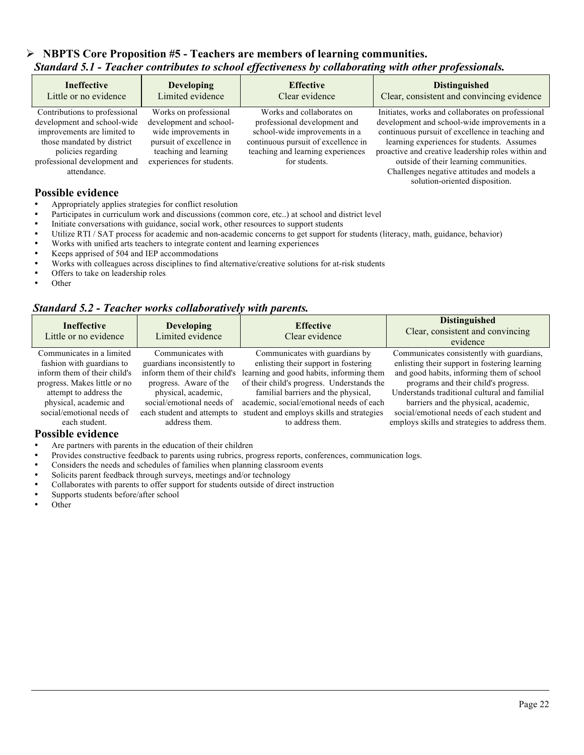- **NBPTS Core Proposition #5 - Teachers are members of learning communities.**

***Standard 5.1 - Teacher contributes to school effectiveness by collaborating with other professionals.***

| **Ineffective**<br>Little or no evidence | **Developing**<br>Limited evidence | **Effective**<br>Clear evidence | **Distinguished**<br>Clear, consistent and convincing evidence |
|---|---|---|---|
| Contributions to professional development and school-wide improvements are limited to those mandated by district policies regarding professional development and attendance. | Works on professional development and school-wide improvements in pursuit of excellence in teaching and learning experiences for students. | Works and collaborates on professional development and school-wide improvements in a continuous pursuit of excellence in teaching and learning experiences for students. | Initiates, works and collaborates on professional development and school-wide improvements in a continuous pursuit of excellence in teaching and learning experiences for students. Assumes proactive and creative leadership roles within and outside of their learning communities. Challenges negative attitudes and models a solution-oriented disposition. |

**Possible evidence**

- Appropriately applies strategies for conflict resolution
- Participates in curriculum work and discussions (common core, etc..) at school and district level
- Initiate conversations with guidance, social work, other resources to support students
- Utilize RTI / SAT process for academic and non-academic concerns to get support for students (literacy, math, guidance, behavior)
- Works with unified arts teachers to integrate content and learning experiences
- Keeps apprised of 504 and IEP accommodations
- Works with colleagues across disciplines to find alternative/creative solutions for at-risk students
- Offers to take on leadership roles
- Other

***Standard 5.2 - Teacher works collaboratively with parents.***

| **Ineffective**<br>Little or no evidence | **Developing**<br>Limited evidence | **Effective**<br>Clear evidence | **Distinguished**<br>Clear, consistent and convincing evidence |
|---|---|---|---|
| Communicates in a limited fashion with guardians to inform them of their child's progress. Makes little or no attempt to address the physical, academic and social/emotional needs of each student. | Communicates with guardians inconsistently to inform them of their child's progress. Aware of the physical, academic, social/emotional needs of each student and attempts to address them. | Communicates with guardians by enlisting their support in fostering learning and good habits, informing them of their child's progress. Understands the familial barriers and the physical, academic, social/emotional needs of each student and employs skills and strategies to address them. | Communicates consistently with guardians, enlisting their support in fostering learning and good habits, informing them of school programs and their child's progress. Understands traditional cultural and familial barriers and the physical, academic, social/emotional needs of each student and employs skills and strategies to address them. |

**Possible evidence**

- Are partners with parents in the education of their children
- Provides constructive feedback to parents using rubrics, progress reports, conferences, communication logs.
- Considers the needs and schedules of families when planning classroom events
- Solicits parent feedback through surveys, meetings and/or technology
- Collaborates with parents to offer support for students outside of direct instruction
- Supports students before/after school
- Other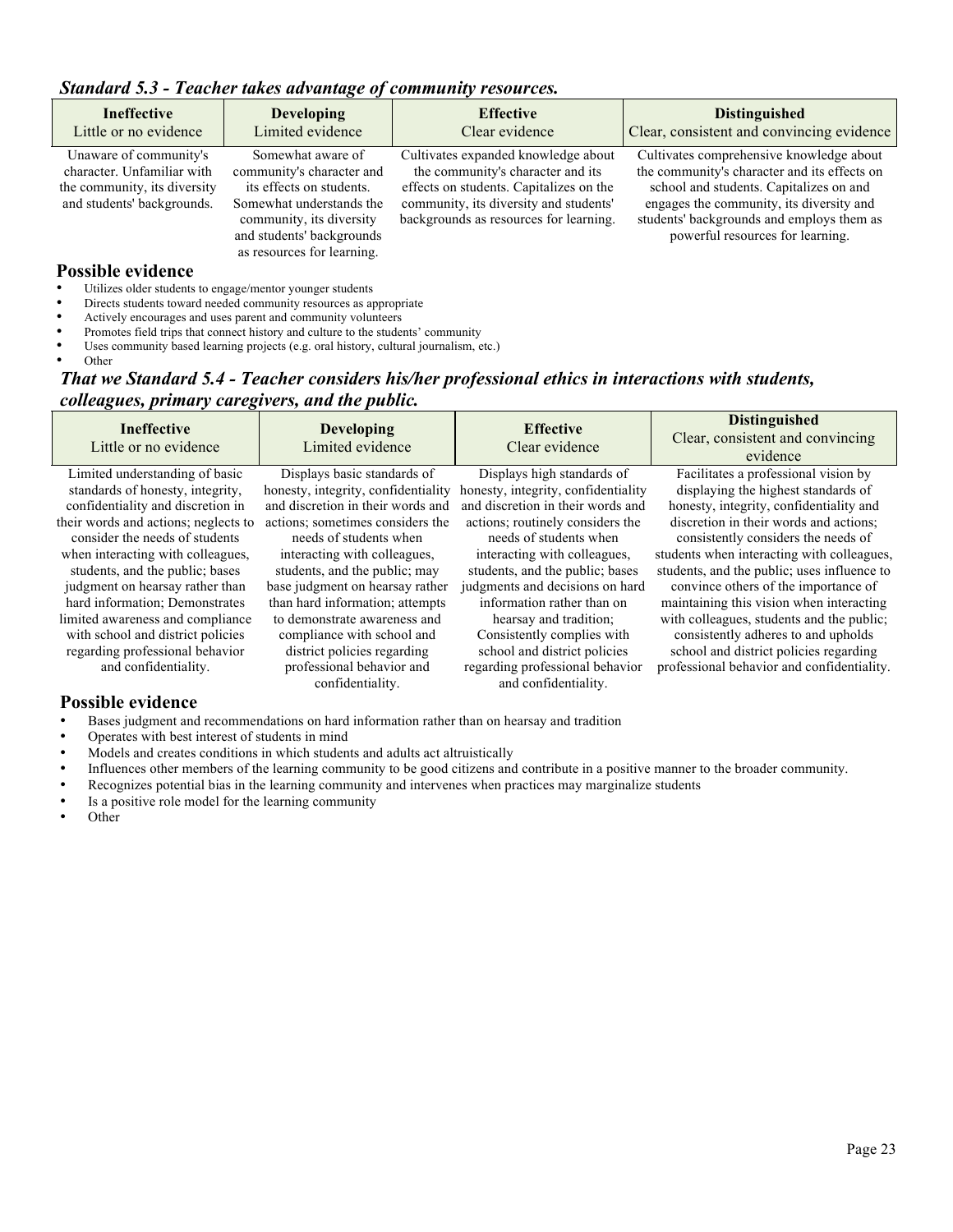### *Standard 5.3 - Teacher takes advantage of community resources.*

| **Ineffective**<br>Little or no evidence | **Developing**<br>Limited evidence | **Effective**<br>Clear evidence | **Distinguished**<br>Clear, consistent and convincing evidence |
|---|---|---|---|
| Unaware of community's character. Unfamiliar with the community, its diversity and students' backgrounds. | Somewhat aware of community's character and its effects on students. Somewhat understands the community, its diversity and students' backgrounds as resources for learning. | Cultivates expanded knowledge about the community's character and its effects on students. Capitalizes on the community, its diversity and students' backgrounds as resources for learning. | Cultivates comprehensive knowledge about the community's character and its effects on school and students. Capitalizes on and engages the community, its diversity and students' backgrounds and employs them as powerful resources for learning. |

**Possible evidence**

- Utilizes older students to engage/mentor younger students
- Directs students toward needed community resources as appropriate
- Actively encourages and uses parent and community volunteers
- Promotes field trips that connect history and culture to the students' community
- Uses community based learning projects (e.g. oral history, cultural journalism, etc.)
- Other

### *That we Standard 5.4 - Teacher considers his/her professional ethics in interactions with students, colleagues, primary caregivers, and the public.*

| **Ineffective**<br>Little or no evidence | **Developing**<br>Limited evidence | **Effective**<br>Clear evidence | **Distinguished**<br>Clear, consistent and convincing evidence |
|---|---|---|---|
| Limited understanding of basic standards of honesty, integrity, confidentiality and discretion in their words and actions; neglects to consider the needs of students when interacting with colleagues, students, and the public; bases judgment on hearsay rather than hard information; Demonstrates limited awareness and compliance with school and district policies regarding professional behavior and confidentiality. | Displays basic standards of honesty, integrity, confidentiality and discretion in their words and actions; sometimes considers the needs of students when interacting with colleagues, students, and the public; may base judgment on hearsay rather than hard information; attempts to demonstrate awareness and compliance with school and district policies regarding professional behavior and confidentiality. | Displays high standards of honesty, integrity, confidentiality and discretion in their words and actions; routinely considers the needs of students when interacting with colleagues, students, and the public; bases judgments and decisions on hard information rather than on hearsay and tradition; Consistently complies with school and district policies regarding professional behavior and confidentiality. | Facilitates a professional vision by displaying the highest standards of honesty, integrity, confidentiality and discretion in their words and actions; consistently considers the needs of students when interacting with colleagues, students, and the public; uses influence to convince others of the importance of maintaining this vision when interacting with colleagues, students and the public; consistently adheres to and upholds school and district policies regarding professional behavior and confidentiality. |

**Possible evidence**

- Bases judgment and recommendations on hard information rather than on hearsay and tradition
- Operates with best interest of students in mind
- Models and creates conditions in which students and adults act altruistically
- Influences other members of the learning community to be good citizens and contribute in a positive manner to the broader community.
- Recognizes potential bias in the learning community and intervenes when practices may marginalize students
- Is a positive role model for the learning community
- Other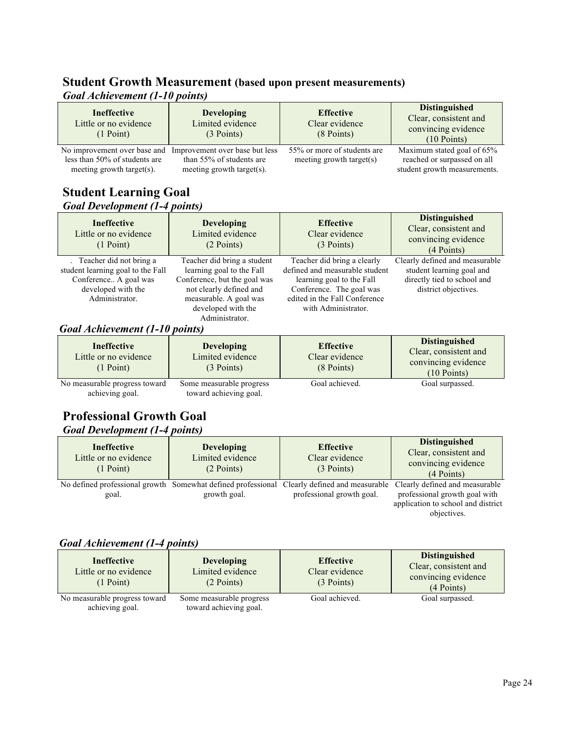## Student Growth Measurement (based upon present measurements)

### *Goal Achievement (1-10 points)*

| **Ineffective**<br>Little or no evidence<br>(1 Point) | **Developing**<br>Limited evidence<br>(3 Points) | **Effective**<br>Clear evidence<br>(8 Points) | **Distinguished**<br>Clear, consistent and convincing evidence<br>(10 Points) |
|---|---|---|---|
| No improvement over base and less than 50% of students are meeting growth target(s). | Improvement over base but less than 55% of students are meeting growth target(s). | 55% or more of students are meeting growth target(s) | Maximum stated goal of 65% reached or surpassed on all student growth measurements. |

## Student Learning Goal

### *Goal Development (1-4 points)*

| **Ineffective**<br>Little or no evidence<br>(1 Point) | **Developing**<br>Limited evidence<br>(2 Points) | **Effective**<br>Clear evidence<br>(3 Points) | **Distinguished**<br>Clear, consistent and convincing evidence<br>(4 Points) |
|---|---|---|---|
| . Teacher did not bring a student learning goal to the Fall Conference.. A goal was developed with the Administrator. | Teacher did bring a student learning goal to the Fall Conference, but the goal was not clearly defined and measurable. A goal was developed with the Administrator. | Teacher did bring a clearly defined and measurable student learning goal to the Fall Conference. The goal was edited in the Fall Conference with Administrator. | Clearly defined and measurable student learning goal and directly tied to school and district objectives. |

### *Goal Achievement (1-10 points)*

| **Ineffective**<br>Little or no evidence<br>(1 Point) | **Developing**<br>Limited evidence<br>(3 Points) | **Effective**<br>Clear evidence<br>(8 Points) | **Distinguished**<br>Clear, consistent and convincing evidence<br>(10 Points) |
|---|---|---|---|
| No measurable progress toward achieving goal. | Some measurable progress toward achieving goal. | Goal achieved. | Goal surpassed. |

## Professional Growth Goal

### *Goal Development (1-4 points)*

| **Ineffective**<br>Little or no evidence<br>(1 Point) | **Developing**<br>Limited evidence<br>(2 Points) | **Effective**<br>Clear evidence<br>(3 Points) | **Distinguished**<br>Clear, consistent and convincing evidence<br>(4 Points) |
|---|---|---|---|
| No defined professional growth goal. | Somewhat defined professional growth goal. | Clearly defined and measurable professional growth goal. | Clearly defined and measurable professional growth goal with application to school and district objectives. |

### *Goal Achievement (1-4 points)*

| **Ineffective**<br>Little or no evidence<br>(1 Point) | **Developing**<br>Limited evidence<br>(2 Points) | **Effective**<br>Clear evidence<br>(3 Points) | **Distinguished**<br>Clear, consistent and convincing evidence<br>(4 Points) |
|---|---|---|---|
| No measurable progress toward achieving goal. | Some measurable progress toward achieving goal. | Goal achieved. | Goal surpassed. |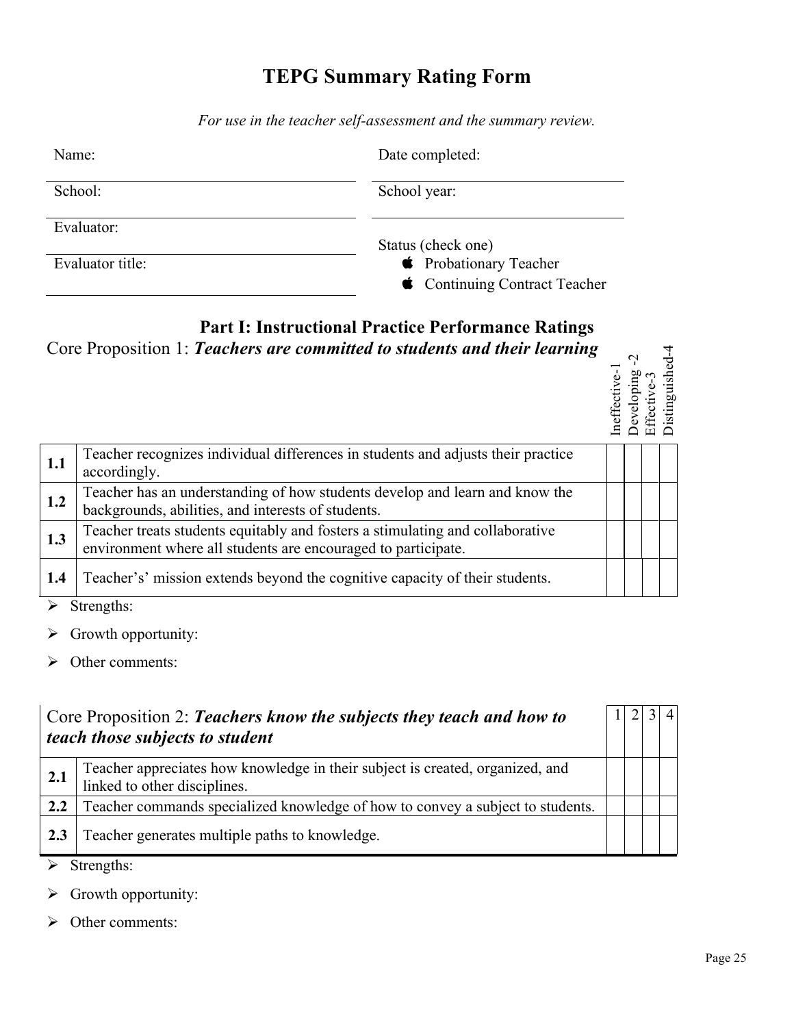# TEPG Summary Rating Form

*For use in the teacher self-assessment and the summary review.*

Name: ______________________ Date completed: ______________________

School: ______________________ School year: ______________________

Evaluator: ______________________

Evaluator title: ______________________

Status (check one)

- Probationary Teacher
- Continuing Contract Teacher

## Part I: Instructional Practice Performance Ratings

### Core Proposition 1: *Teachers are committed to students and their learning*

| | | Ineffective-1 | Developing -2 | Effective-3 | Distinguished-4 |
|---|---|---|---|---|---|
| **1.1** | Teacher recognizes individual differences in students and adjusts their practice accordingly. | | | | |
| **1.2** | Teacher has an understanding of how students develop and learn and know the backgrounds, abilities, and interests of students. | | | | |
| **1.3** | Teacher treats students equitably and fosters a stimulating and collaborative environment where all students are encouraged to participate. | | | | |
| **1.4** | Teacher's' mission extends beyond the cognitive capacity of their students. | | | | |

- Strengths:
- Growth opportunity:
- Other comments:

### Core Proposition 2: *Teachers know the subjects they teach and how to teach those subjects to student*

| | | 1 | 2 | 3 | 4 |
|---|---|---|---|---|---|
| **2.1** | Teacher appreciates how knowledge in their subject is created, organized, and linked to other disciplines. | | | | |
| **2.2** | Teacher commands specialized knowledge of how to convey a subject to students. | | | | |
| **2.3** | Teacher generates multiple paths to knowledge. | | | | |

- Strengths:
- Growth opportunity:
- Other comments: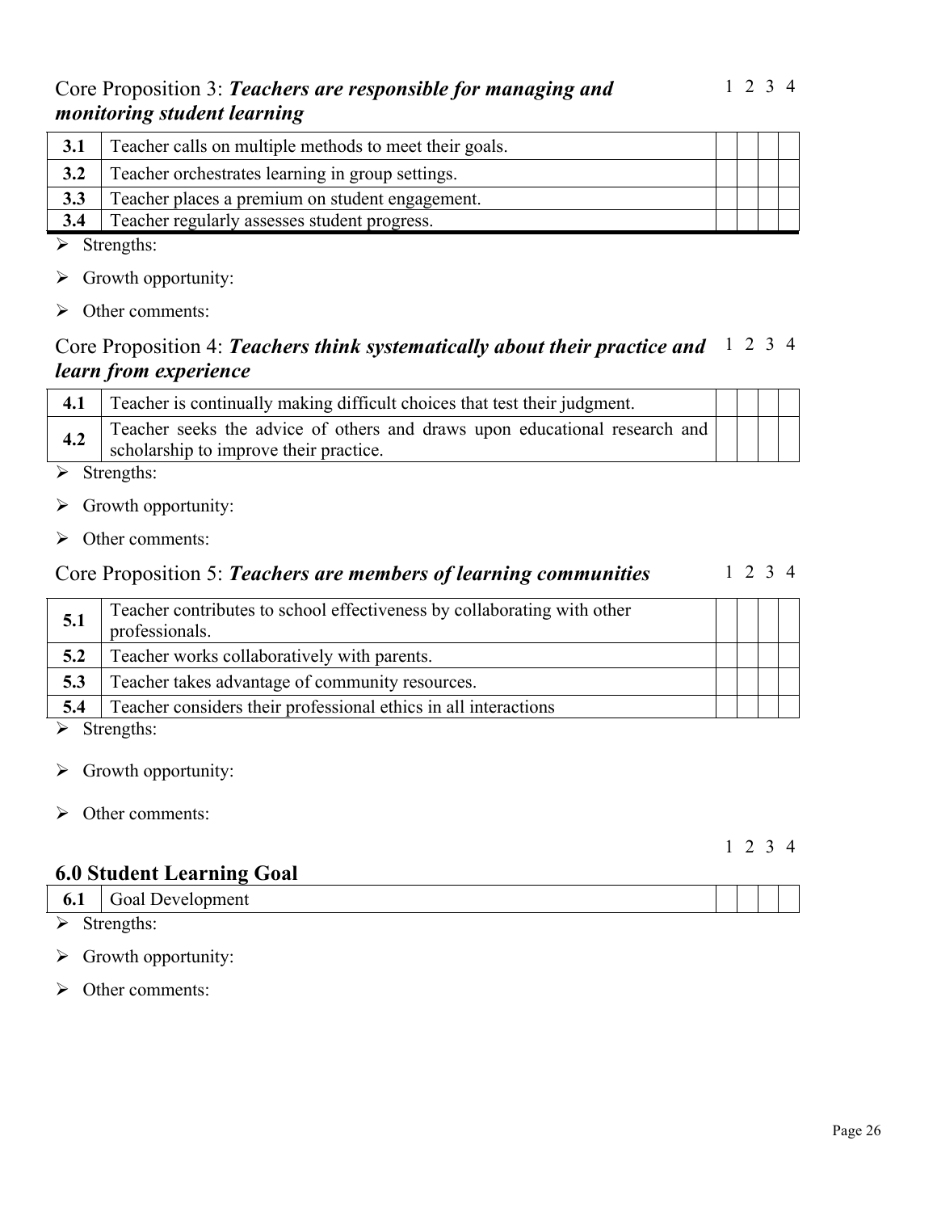## Core Proposition 3: ***Teachers are responsible for managing and monitoring student learning***

| | | 1 | 2 | 3 | 4 |
|---|---|---|---|---|---|
| **3.1** | Teacher calls on multiple methods to meet their goals. | | | | |
| **3.2** | Teacher orchestrates learning in group settings. | | | | |
| **3.3** | Teacher places a premium on student engagement. | | | | |
| **3.4** | Teacher regularly assesses student progress. | | | | |

- Strengths:
- Growth opportunity:
- Other comments:

## Core Proposition 4: ***Teachers think systematically about their practice and learn from experience***

| | | 1 | 2 | 3 | 4 |
|---|---|---|---|---|---|
| **4.1** | Teacher is continually making difficult choices that test their judgment. | | | | |
| **4.2** | Teacher seeks the advice of others and draws upon educational research and scholarship to improve their practice. | | | | |

- Strengths:
- Growth opportunity:
- Other comments:

## Core Proposition 5: ***Teachers are members of learning communities***

| | | 1 | 2 | 3 | 4 |
|---|---|---|---|---|---|
| **5.1** | Teacher contributes to school effectiveness by collaborating with other professionals. | | | | |
| **5.2** | Teacher works collaboratively with parents. | | | | |
| **5.3** | Teacher takes advantage of community resources. | | | | |
| **5.4** | Teacher considers their professional ethics in all interactions | | | | |

- Strengths:
- Growth opportunity:
- Other comments:

## 6.0 Student Learning Goal

| | | 1 | 2 | 3 | 4 |
|---|---|---|---|---|---|
| **6.1** | Goal Development | | | | |

- Strengths:
- Growth opportunity:
- Other comments: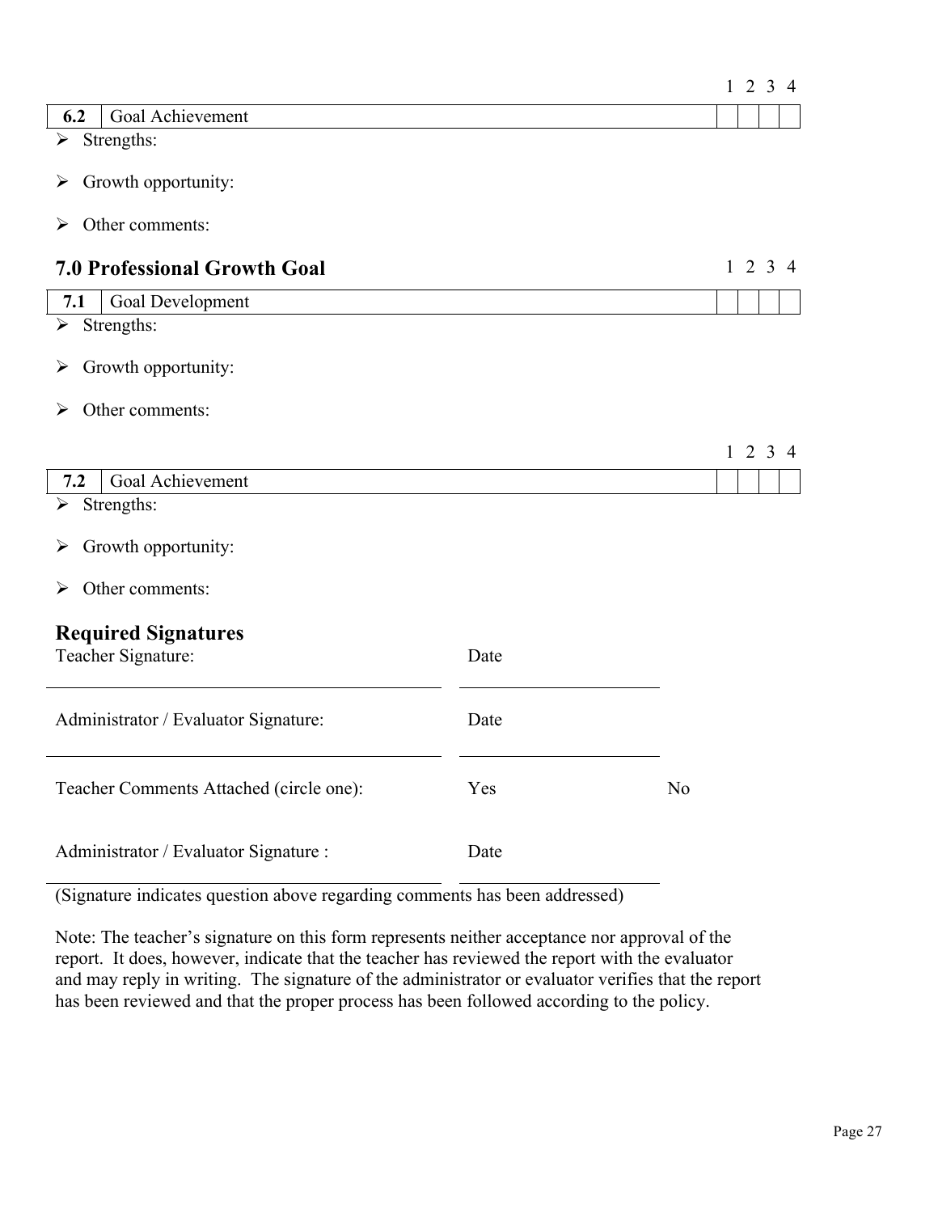| | | 1 | 2 | 3 | 4 |
|---|---|---|---|---|---|
| **6.2** | Goal Achievement | | | | |

- Strengths:
- Growth opportunity:
- Other comments:

## 7.0 Professional Growth Goal

| | | 1 | 2 | 3 | 4 |
|---|---|---|---|---|---|
| **7.1** | Goal Development | | | | |

- Strengths:
- Growth opportunity:
- Other comments:

| | | 1 | 2 | 3 | 4 |
|---|---|---|---|---|---|
| **7.2** | Goal Achievement | | | | |

- Strengths:
- Growth opportunity:
- Other comments:

## Required Signatures

Teacher Signature: ______________________ Date ______________

Administrator / Evaluator Signature: ______________________ Date ______________

Teacher Comments Attached (circle one): Yes No

Administrator / Evaluator Signature : ______________________ Date ______________

(Signature indicates question above regarding comments has been addressed)

Note: The teacher's signature on this form represents neither acceptance nor approval of the report. It does, however, indicate that the teacher has reviewed the report with the evaluator and may reply in writing. The signature of the administrator or evaluator verifies that the report has been reviewed and that the proper process has been followed according to the policy.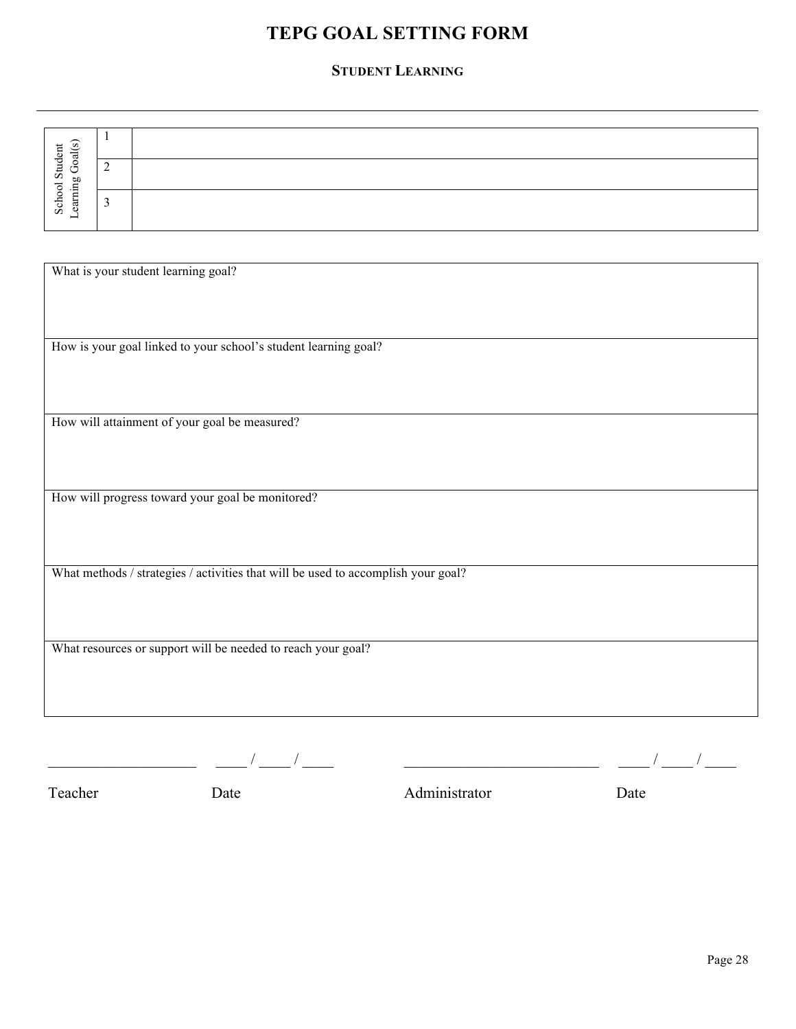# TEPG GOAL SETTING FORM

## STUDENT LEARNING

---

| School Student Learning Goal(s) | | |
|---|---|---|
| | 1 | |
| | 2 | |
| | 3 | |

| What is your student learning goal? |
|---|
| How is your goal linked to your school's student learning goal? |
| How will attainment of your goal be measured? |
| How will progress toward your goal be monitored? |
| What methods / strategies / activities that will be used to accomplish your goal? |
| What resources or support will be needed to reach your goal? |

____________________ ____ / ____ / ____ __________________________ ____ / ____ / ____

Teacher Date Administrator Date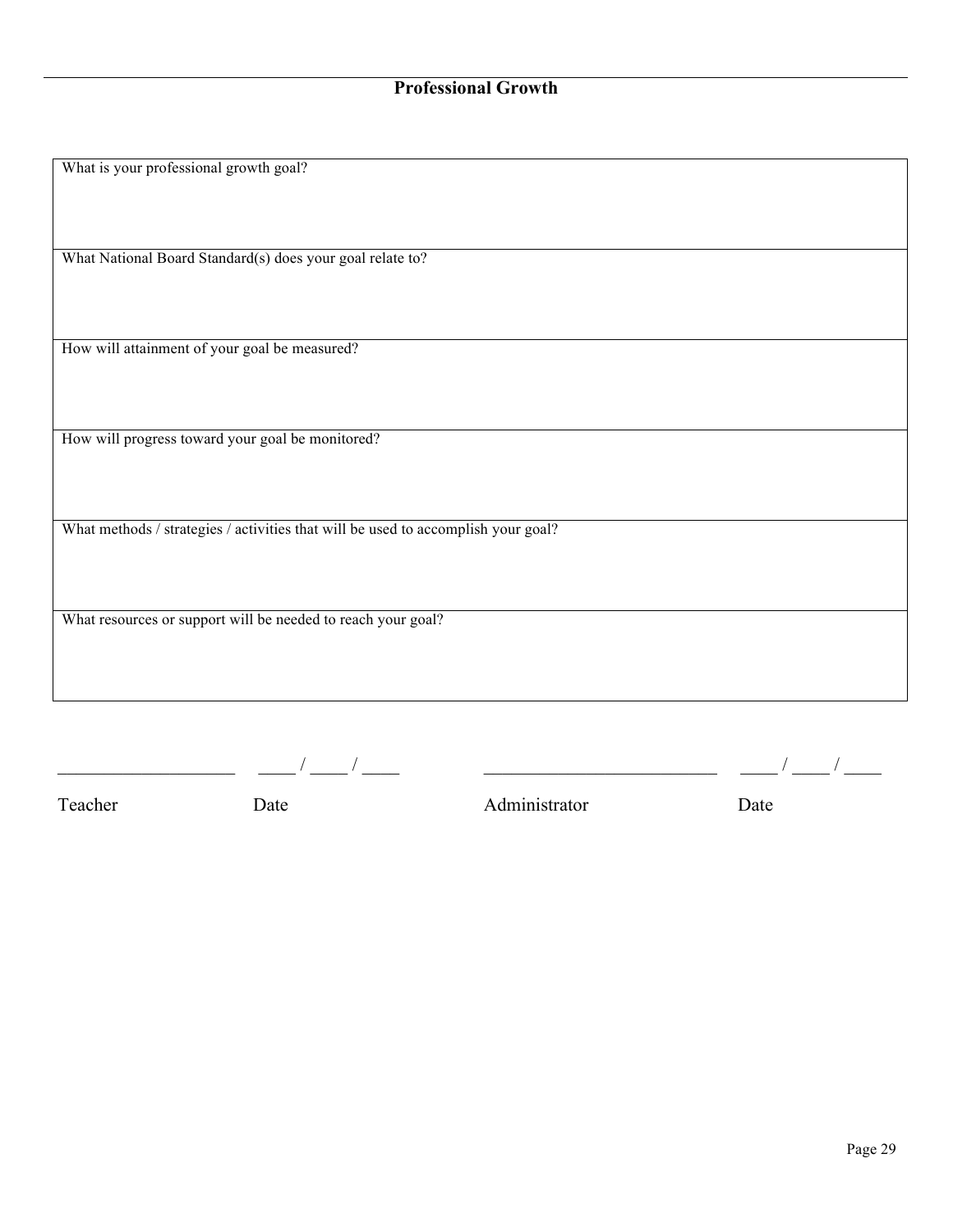## Professional Growth

| What is your professional growth goal? |
|---|
| What National Board Standard(s) does your goal relate to? |
| How will attainment of your goal be measured? |
| How will progress toward your goal be monitored? |
| What methods / strategies / activities that will be used to accomplish your goal? |
| What resources or support will be needed to reach your goal? |

____________________ ____ / ____ / ____ __________________________ ____ / ____ / ____

Teacher Date Administrator Date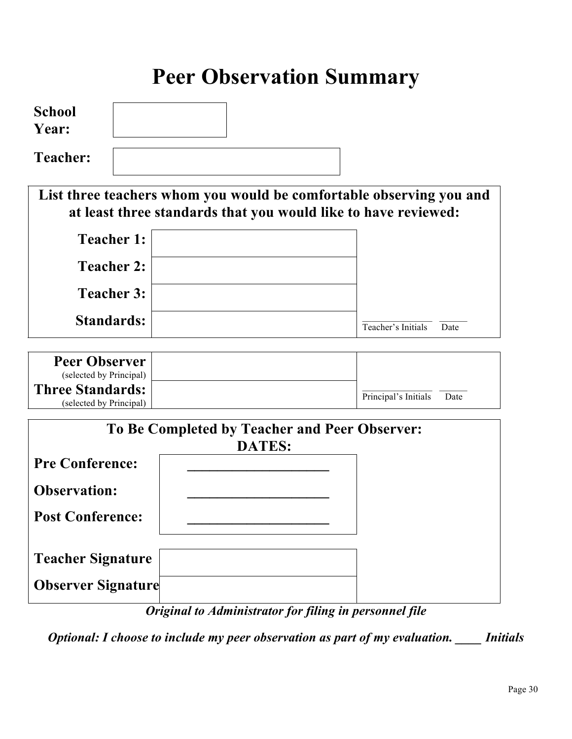# Peer Observation Summary

| | |
|---|---|
| **School Year:** | |
| **Teacher:** | |

| List three teachers whom you would be comfortable observing you and at least three standards that you would like to have reviewed: | | |
|---|---|---|
| **Teacher 1:** | | |
| **Teacher 2:** | | |
| **Teacher 3:** | | |
| **Standards:** | | _______________ ______<br>Teacher's Initials Date |

| | | |
|---|---|---|
| **Peer Observer**<br>(selected by Principal) | | |
| **Three Standards:**<br>(selected by Principal) | | _______________ ______<br>Principal's Initials Date |

| To Be Completed by Teacher and Peer Observer:<br>DATES: | | |
|---|---|---|
| **Pre Conference:** | ____________________ | |
| **Observation:** | ____________________ | |
| **Post Conference:** | ____________________ | |
| **Teacher Signature** | | |
| **Observer Signature** | | |

***Original to Administrator for filing in personnel file***

***Optional: I choose to include my peer observation as part of my evaluation. ____ Initials***